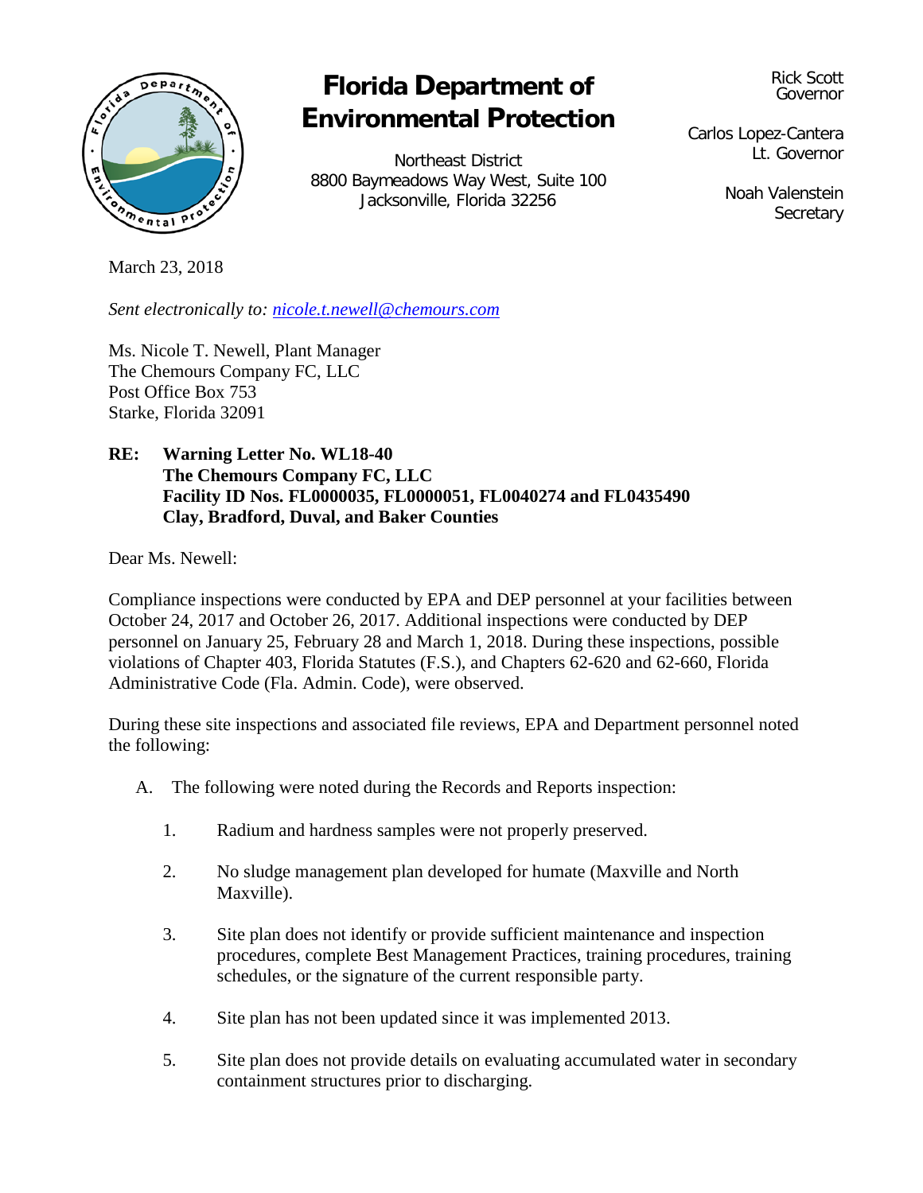# Florida Department of Environmental Protection

Northeast District
8800 Baymeadows Way West, Suite 100
Jacksonville, Florida 32256

Rick Scott
Governor

Carlos Lopez-Cantera
Lt. Governor

Noah Valenstein
Secretary

March 23, 2018

*Sent electronically to: nicole.t.newell@chemours.com*

Ms. Nicole T. Newell, Plant Manager
The Chemours Company FC, LLC
Post Office Box 753
Starke, Florida 32091

**RE: Warning Letter No. WL18-40**
**The Chemours Company FC, LLC**
**Facility ID Nos. FL0000035, FL0000051, FL0040274 and FL0435490**
**Clay, Bradford, Duval, and Baker Counties**

Dear Ms. Newell:

Compliance inspections were conducted by EPA and DEP personnel at your facilities between October 24, 2017 and October 26, 2017. Additional inspections were conducted by DEP personnel on January 25, February 28 and March 1, 2018. During these inspections, possible violations of Chapter 403, Florida Statutes (F.S.), and Chapters 62-620 and 62-660, Florida Administrative Code (Fla. Admin. Code), were observed.

During these site inspections and associated file reviews, EPA and Department personnel noted the following:

A. The following were noted during the Records and Reports inspection:

1. Radium and hardness samples were not properly preserved.

2. No sludge management plan developed for humate (Maxville and North Maxville).

3. Site plan does not identify or provide sufficient maintenance and inspection procedures, complete Best Management Practices, training procedures, training schedules, or the signature of the current responsible party.

4. Site plan has not been updated since it was implemented 2013.

5. Site plan does not provide details on evaluating accumulated water in secondary containment structures prior to discharging.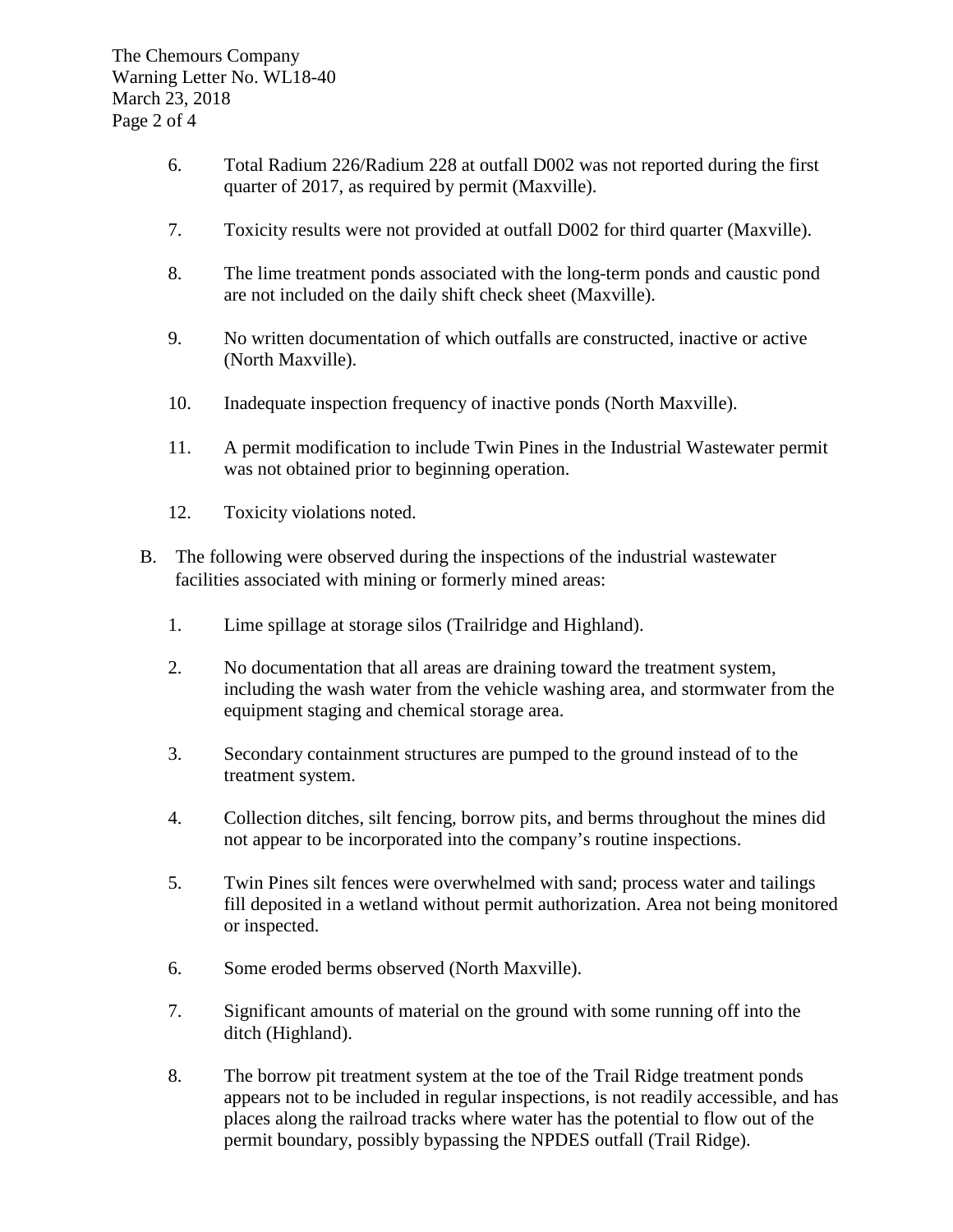6. Total Radium 226/Radium 228 at outfall D002 was not reported during the first quarter of 2017, as required by permit (Maxville).

7. Toxicity results were not provided at outfall D002 for third quarter (Maxville).

8. The lime treatment ponds associated with the long-term ponds and caustic pond are not included on the daily shift check sheet (Maxville).

9. No written documentation of which outfalls are constructed, inactive or active (North Maxville).

10. Inadequate inspection frequency of inactive ponds (North Maxville).

11. A permit modification to include Twin Pines in the Industrial Wastewater permit was not obtained prior to beginning operation.

12. Toxicity violations noted.

B. The following were observed during the inspections of the industrial wastewater facilities associated with mining or formerly mined areas:

1. Lime spillage at storage silos (Trailridge and Highland).

2. No documentation that all areas are draining toward the treatment system, including the wash water from the vehicle washing area, and stormwater from the equipment staging and chemical storage area.

3. Secondary containment structures are pumped to the ground instead of to the treatment system.

4. Collection ditches, silt fencing, borrow pits, and berms throughout the mines did not appear to be incorporated into the company's routine inspections.

5. Twin Pines silt fences were overwhelmed with sand; process water and tailings fill deposited in a wetland without permit authorization. Area not being monitored or inspected.

6. Some eroded berms observed (North Maxville).

7. Significant amounts of material on the ground with some running off into the ditch (Highland).

8. The borrow pit treatment system at the toe of the Trail Ridge treatment ponds appears not to be included in regular inspections, is not readily accessible, and has places along the railroad tracks where water has the potential to flow out of the permit boundary, possibly bypassing the NPDES outfall (Trail Ridge).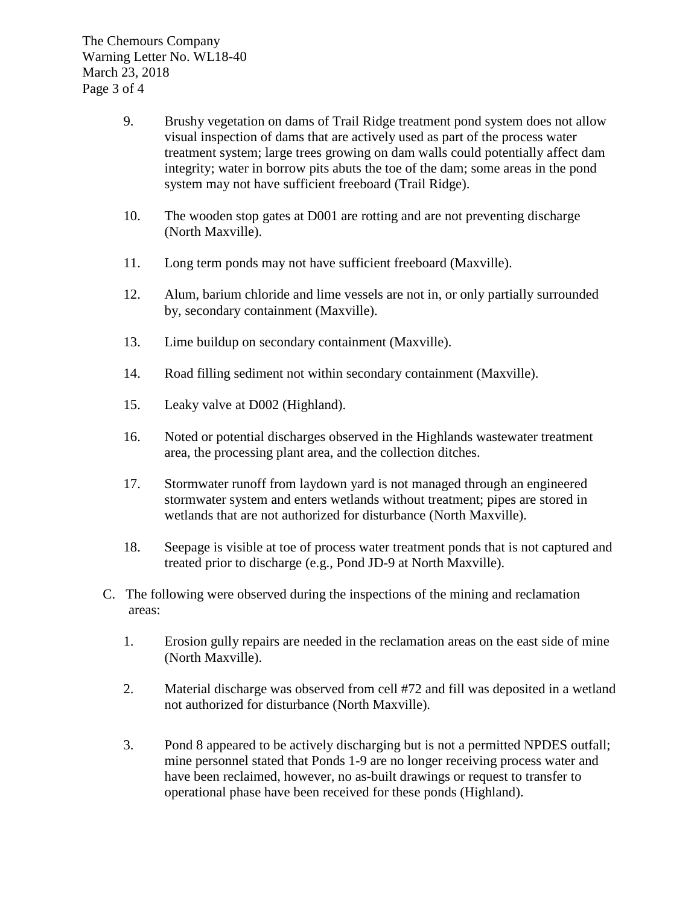9. Brushy vegetation on dams of Trail Ridge treatment pond system does not allow visual inspection of dams that are actively used as part of the process water treatment system; large trees growing on dam walls could potentially affect dam integrity; water in borrow pits abuts the toe of the dam; some areas in the pond system may not have sufficient freeboard (Trail Ridge).

10. The wooden stop gates at D001 are rotting and are not preventing discharge (North Maxville).

11. Long term ponds may not have sufficient freeboard (Maxville).

12. Alum, barium chloride and lime vessels are not in, or only partially surrounded by, secondary containment (Maxville).

13. Lime buildup on secondary containment (Maxville).

14. Road filling sediment not within secondary containment (Maxville).

15. Leaky valve at D002 (Highland).

16. Noted or potential discharges observed in the Highlands wastewater treatment area, the processing plant area, and the collection ditches.

17. Stormwater runoff from laydown yard is not managed through an engineered stormwater system and enters wetlands without treatment; pipes are stored in wetlands that are not authorized for disturbance (North Maxville).

18. Seepage is visible at toe of process water treatment ponds that is not captured and treated prior to discharge (e.g., Pond JD-9 at North Maxville).

C. The following were observed during the inspections of the mining and reclamation areas:

1. Erosion gully repairs are needed in the reclamation areas on the east side of mine (North Maxville).

2. Material discharge was observed from cell #72 and fill was deposited in a wetland not authorized for disturbance (North Maxville).

3. Pond 8 appeared to be actively discharging but is not a permitted NPDES outfall; mine personnel stated that Ponds 1-9 are no longer receiving process water and have been reclaimed, however, no as-built drawings or request to transfer to operational phase have been received for these ponds (Highland).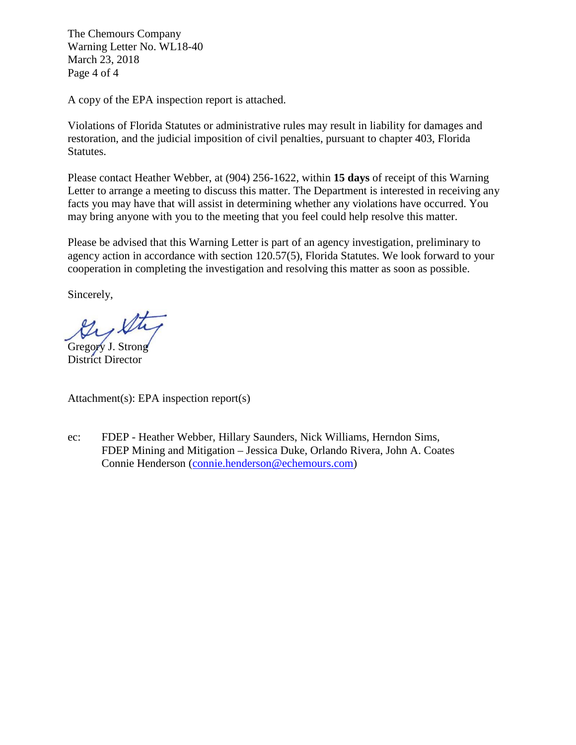A copy of the EPA inspection report is attached.

Violations of Florida Statutes or administrative rules may result in liability for damages and restoration, and the judicial imposition of civil penalties, pursuant to chapter 403, Florida Statutes.

Please contact Heather Webber, at (904) 256-1622, within **15 days** of receipt of this Warning Letter to arrange a meeting to discuss this matter. The Department is interested in receiving any facts you may have that will assist in determining whether any violations have occurred. You may bring anyone with you to the meeting that you feel could help resolve this matter.

Please be advised that this Warning Letter is part of an agency investigation, preliminary to agency action in accordance with section 120.57(5), Florida Statutes. We look forward to your cooperation in completing the investigation and resolving this matter as soon as possible.

Sincerely,

Gregory J. Strong
District Director

Attachment(s): EPA inspection report(s)

ec: FDEP - Heather Webber, Hillary Saunders, Nick Williams, Herndon Sims,
FDEP Mining and Mitigation – Jessica Duke, Orlando Rivera, John A. Coates
Connie Henderson (connie.henderson@echemours.com)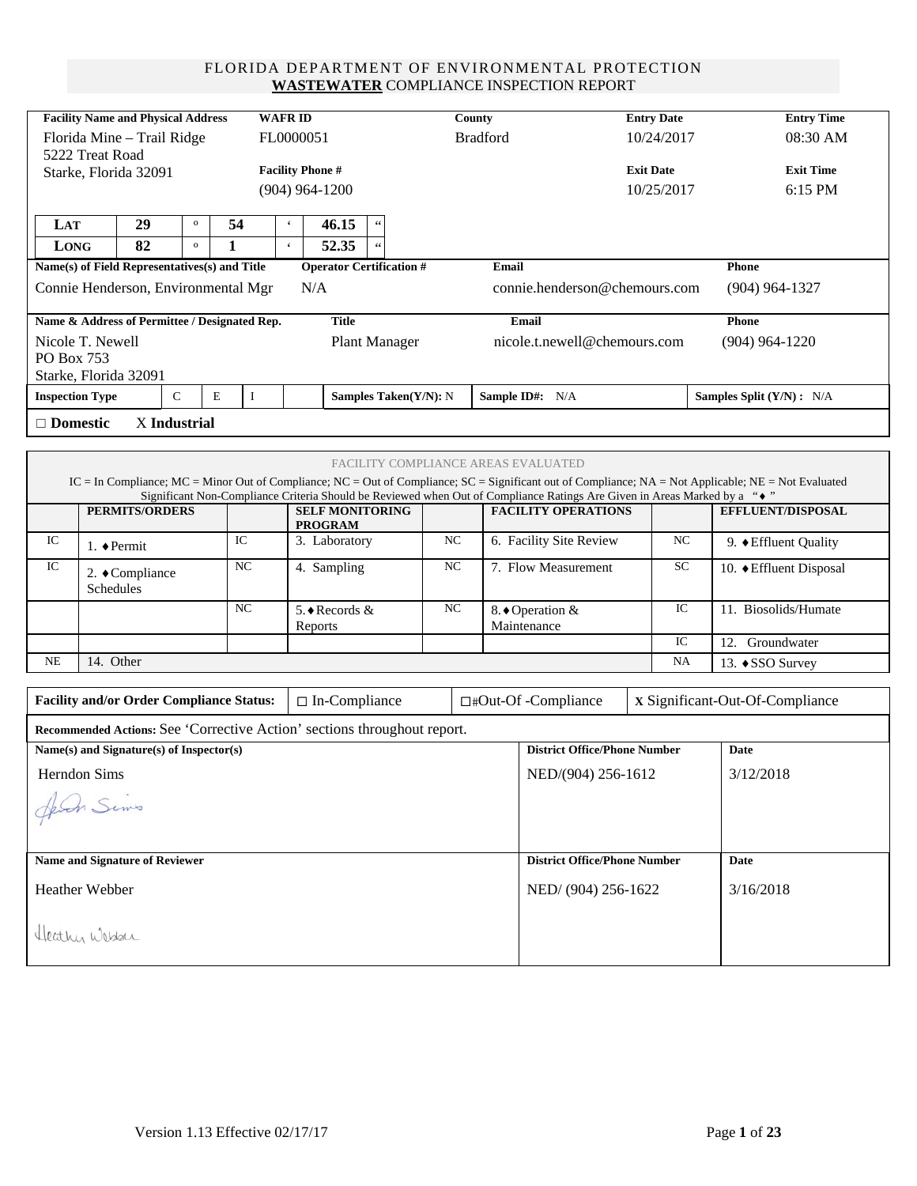# FLORIDA DEPARTMENT OF ENVIRONMENTAL PROTECTION
## **WASTEWATER** COMPLIANCE INSPECTION REPORT

| **Facility Name and Physical Address** | **WAFR ID** | **County** | **Entry Date** | **Entry Time** |
|---|---|---|---|---|
| Florida Mine – Trail Ridge<br>5222 Treat Road<br>Starke, Florida 32091 | FL0000051 | Bradford | 10/24/2017 | 08:30 AM |
| | **Facility Phone #** | | **Exit Date** | **Exit Time** |
| | (904) 964-1200 | | 10/25/2017 | 6:15 PM |

| | | | | | | | |
|---|---|---|---|---|---|---|---|
| **LAT** | 29 | ° | 54 | ' | 46.15 | " |
| **LONG** | 82 | ° | 1 | ' | 52.35 | " |

| **Name(s) of Field Representatives(s) and Title** | **Operator Certification #** | **Email** | **Phone** |
|---|---|---|---|
| Connie Henderson, Environmental Mgr | N/A | connie.henderson@chemours.com | (904) 964-1327 |

| **Name & Address of Permittee / Designated Rep.** | **Title** | **Email** | **Phone** |
|---|---|---|---|
| Nicole T. Newell<br>PO Box 753<br>Starke, Florida 32091 | Plant Manager | nicole.t.newell@chemours.com | (904) 964-1220 |

| **Inspection Type** | C | E | I | | **Samples Taken(Y/N):** N | **Sample ID#:** N/A | **Samples Split (Y/N) :** N/A |
|---|---|---|---|---|---|---|---|

□ **Domestic** X **Industrial**

FACILITY COMPLIANCE AREAS EVALUATED

IC = In Compliance; MC = Minor Out of Compliance; NC = Out of Compliance; SC = Significant out of Compliance; NA = Not Applicable; NE = Not Evaluated
Significant Non-Compliance Criteria Should be Reviewed when Out of Compliance Ratings Are Given in Areas Marked by a "♦"

| | **PERMITS/ORDERS** | | **SELF MONITORING PROGRAM** | | **FACILITY OPERATIONS** | | **EFFLUENT/DISPOSAL** |
|---|---|---|---|---|---|---|---|
| IC | 1. ♦Permit | IC | 3. Laboratory | NC | 6. Facility Site Review | NC | 9. ♦Effluent Quality |
| IC | 2. ♦Compliance Schedules | NC | 4. Sampling | NC | 7. Flow Measurement | SC | 10. ♦Effluent Disposal |
| | | NC | 5.♦Records & Reports | NC | 8.♦Operation & Maintenance | IC | 11. Biosolids/Humate |
| | | | | | | IC | 12. Groundwater |
| NE | 14. Other | | | | | NA | 13. ♦SSO Survey |

| **Facility and/or Order Compliance Status:** | □ In-Compliance | □Out-Of -Compliance | X Significant-Out-Of-Compliance |
|---|---|---|---|

**Recommended Actions:** See 'Corrective Action' sections throughout report.

| **Name(s) and Signature(s) of Inspector(s)** | **District Office/Phone Number** | **Date** |
|---|---|---|
| Herndon Sims<br>Herndon Sims | NED/(904) 256-1612 | 3/12/2018 |
| **Name and Signature of Reviewer** | **District Office/Phone Number** | **Date** |
| Heather Webber<br>Heather Webber | NED/ (904) 256-1622 | 3/16/2018 |

Version 1.13 Effective 02/17/17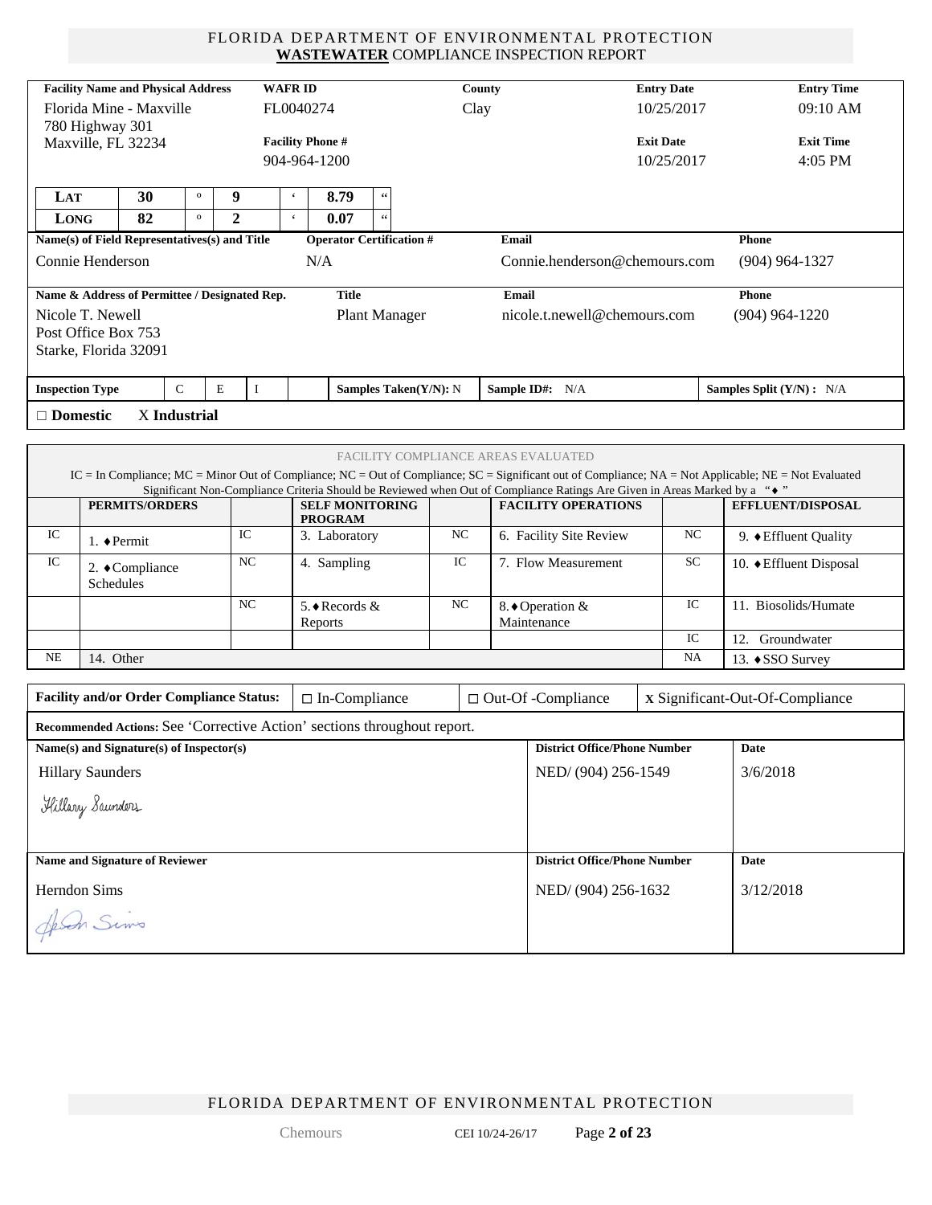# FLORIDA DEPARTMENT OF ENVIRONMENTAL PROTECTION
## **WASTEWATER** COMPLIANCE INSPECTION REPORT

| **Facility Name and Physical Address** | **WAFR ID** | **County** | **Entry Date** | **Entry Time** |
|---|---|---|---|---|
| Florida Mine - Maxville<br>780 Highway 301<br>Maxville, FL 32234 | FL0040274 | Clay | 10/25/2017 | 09:10 AM |
| | **Facility Phone #** | | **Exit Date** | **Exit Time** |
| | 904-964-1200 | | 10/25/2017 | 4:05 PM |

| | | | | | | | |
|---|---|---|---|---|---|---|---|
| **LAT** | 30 | ° | 9 | ' | 8.79 | " |
| **LONG** | 82 | ° | 2 | ' | 0.07 | " |

| **Name(s) of Field Representatives(s) and Title** | **Operator Certification #** | **Email** | **Phone** |
|---|---|---|---|
| Connie Henderson | N/A | Connie.henderson@chemours.com | (904) 964-1327 |

| **Name & Address of Permittee / Designated Rep.** | **Title** | **Email** | **Phone** |
|---|---|---|---|
| Nicole T. Newell<br>Post Office Box 753<br>Starke, Florida 32091 | Plant Manager | nicole.t.newell@chemours.com | (904) 964-1220 |

| **Inspection Type** | C | E | I | | **Samples Taken(Y/N):** N | **Sample ID#:** N/A | **Samples Split (Y/N) :** N/A |
|---|---|---|---|---|---|---|---|

□ **Domestic** X **Industrial**

FACILITY COMPLIANCE AREAS EVALUATED

IC = In Compliance; MC = Minor Out of Compliance; NC = Out of Compliance; SC = Significant out of Compliance; NA = Not Applicable; NE = Not Evaluated

Significant Non-Compliance Criteria Should be Reviewed when Out of Compliance Ratings Are Given in Areas Marked by a "♦"

| | **PERMITS/ORDERS** | | **SELF MONITORING PROGRAM** | | **FACILITY OPERATIONS** | | **EFFLUENT/DISPOSAL** |
|---|---|---|---|---|---|---|---|
| IC | 1. ♦Permit | IC | 3. Laboratory | NC | 6. Facility Site Review | NC | 9. ♦Effluent Quality |
| IC | 2. ♦Compliance Schedules | NC | 4. Sampling | IC | 7. Flow Measurement | SC | 10. ♦Effluent Disposal |
| | | NC | 5.♦Records & Reports | NC | 8.♦Operation & Maintenance | IC | 11. Biosolids/Humate |
| | | | | | | IC | 12. Groundwater |
| NE | 14. Other | | | | | NA | 13. ♦SSO Survey |

| **Facility and/or Order Compliance Status:** | □ In-Compliance | □ Out-Of -Compliance | **X** Significant-Out-Of-Compliance |
|---|---|---|---|

**Recommended Actions:** See 'Corrective Action' sections throughout report.

| **Name(s) and Signature(s) of Inspector(s)** | **District Office/Phone Number** | **Date** |
|---|---|---|
| Hillary Saunders<br>*Hillary Saunders* | NED/ (904) 256-1549 | 3/6/2018 |

| **Name and Signature of Reviewer** | **District Office/Phone Number** | **Date** |
|---|---|---|
| Herndon Sims<br>*Herndon Sims* | NED/ (904) 256-1632 | 3/12/2018 |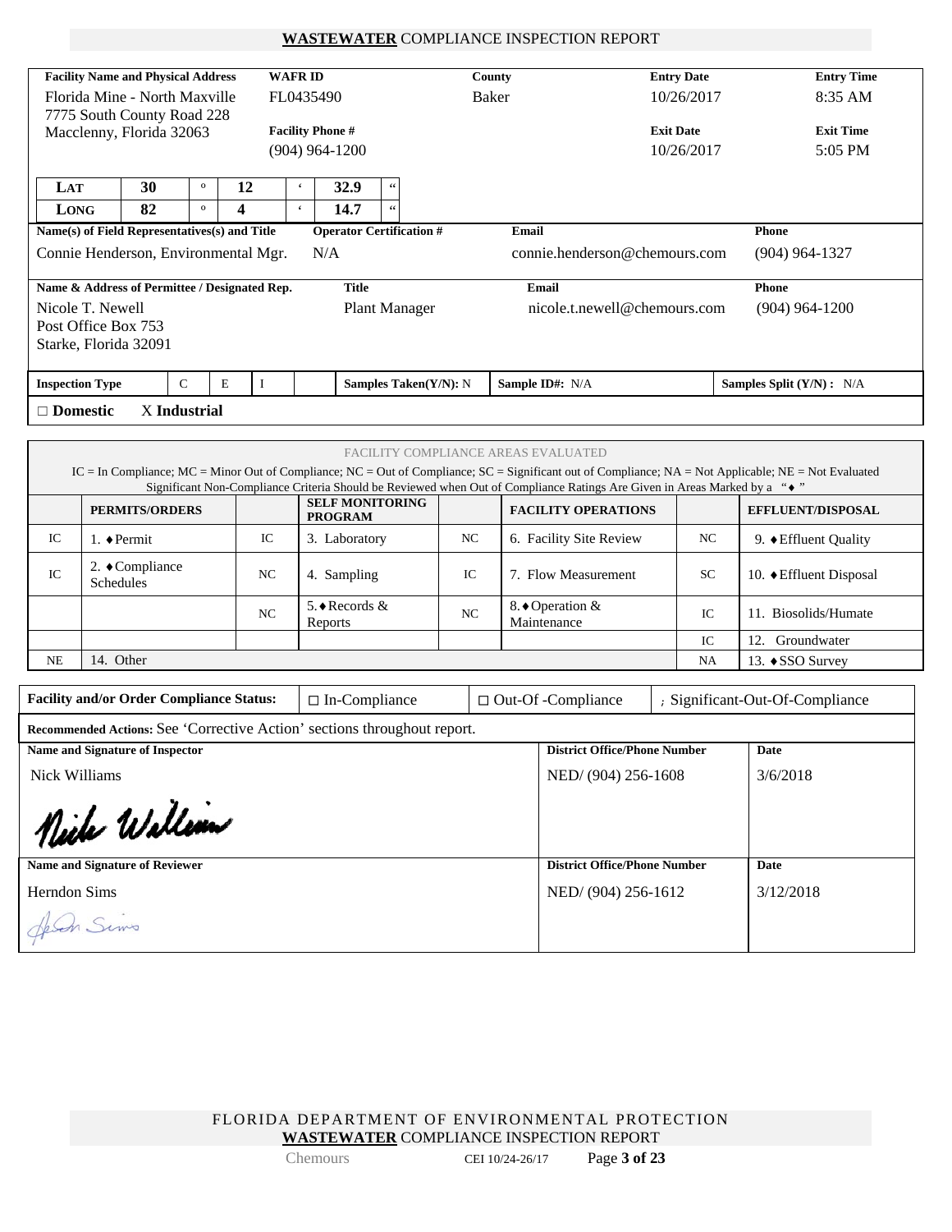**WASTEWATER** COMPLIANCE INSPECTION REPORT

| Facility Name and Physical Address | WAFR ID | County | Entry Date | Entry Time |
|---|---|---|---|---|
| Florida Mine - North Maxville<br>7775 South County Road 228<br>Macclenny, Florida 32063 | FL0435490 | Baker | 10/26/2017 | 8:35 AM |
| | **Facility Phone #** | | **Exit Date** | **Exit Time** |
| | (904) 964-1200 | | 10/26/2017 | 5:05 PM |

| | | | | | | | |
|---|---|---|---|---|---|---|---|
| **LAT** | 30 | ° | 12 | ' | 32.9 | " |
| **LONG** | 82 | ° | 4 | ' | 14.7 | " |

| Name(s) of Field Representatives(s) and Title | Operator Certification # | Email | Phone |
|---|---|---|---|
| Connie Henderson, Environmental Mgr. | N/A | connie.henderson@chemours.com | (904) 964-1327 |

| Name & Address of Permittee / Designated Rep. | Title | Email | Phone |
|---|---|---|---|
| Nicole T. Newell<br>Post Office Box 753<br>Starke, Florida 32091 | Plant Manager | nicole.t.newell@chemours.com | (904) 964-1200 |

| Inspection Type | C | E | I | | Samples Taken(Y/N): N | Sample ID#: N/A | Samples Split (Y/N) : N/A |
|---|---|---|---|---|---|---|---|

□ **Domestic** X **Industrial**

FACILITY COMPLIANCE AREAS EVALUATED

IC = In Compliance; MC = Minor Out of Compliance; NC = Out of Compliance; SC = Significant out of Compliance; NA = Not Applicable; NE = Not Evaluated
Significant Non-Compliance Criteria Should be Reviewed when Out of Compliance Ratings Are Given in Areas Marked by a "♦"

| | PERMITS/ORDERS | | SELF MONITORING PROGRAM | | FACILITY OPERATIONS | | EFFLUENT/DISPOSAL |
|---|---|---|---|---|---|---|---|
| IC | 1. ♦Permit | IC | 3. Laboratory | NC | 6. Facility Site Review | NC | 9. ♦Effluent Quality |
| IC | 2. ♦Compliance Schedules | NC | 4. Sampling | IC | 7. Flow Measurement | SC | 10. ♦Effluent Disposal |
| | | NC | 5.♦Records & Reports | NC | 8.♦Operation & Maintenance | IC | 11. Biosolids/Humate |
| | | | | | | IC | 12. Groundwater |
| NE | 14. Other | | | | | NA | 13. ♦SSO Survey |

| Facility and/or Order Compliance Status: | □ In-Compliance | □ Out-Of -Compliance | ; Significant-Out-Of-Compliance |
|---|---|---|---|

**Recommended Actions:** See 'Corrective Action' sections throughout report.

| Name and Signature of Inspector | District Office/Phone Number | Date |
|---|---|---|
| Nick Williams<br>*[signature]* | NED/ (904) 256-1608 | 3/6/2018 |
| **Name and Signature of Reviewer** | **District Office/Phone Number** | **Date** |
| Herndon Sims<br>*[signature]* | NED/ (904) 256-1612 | 3/12/2018 |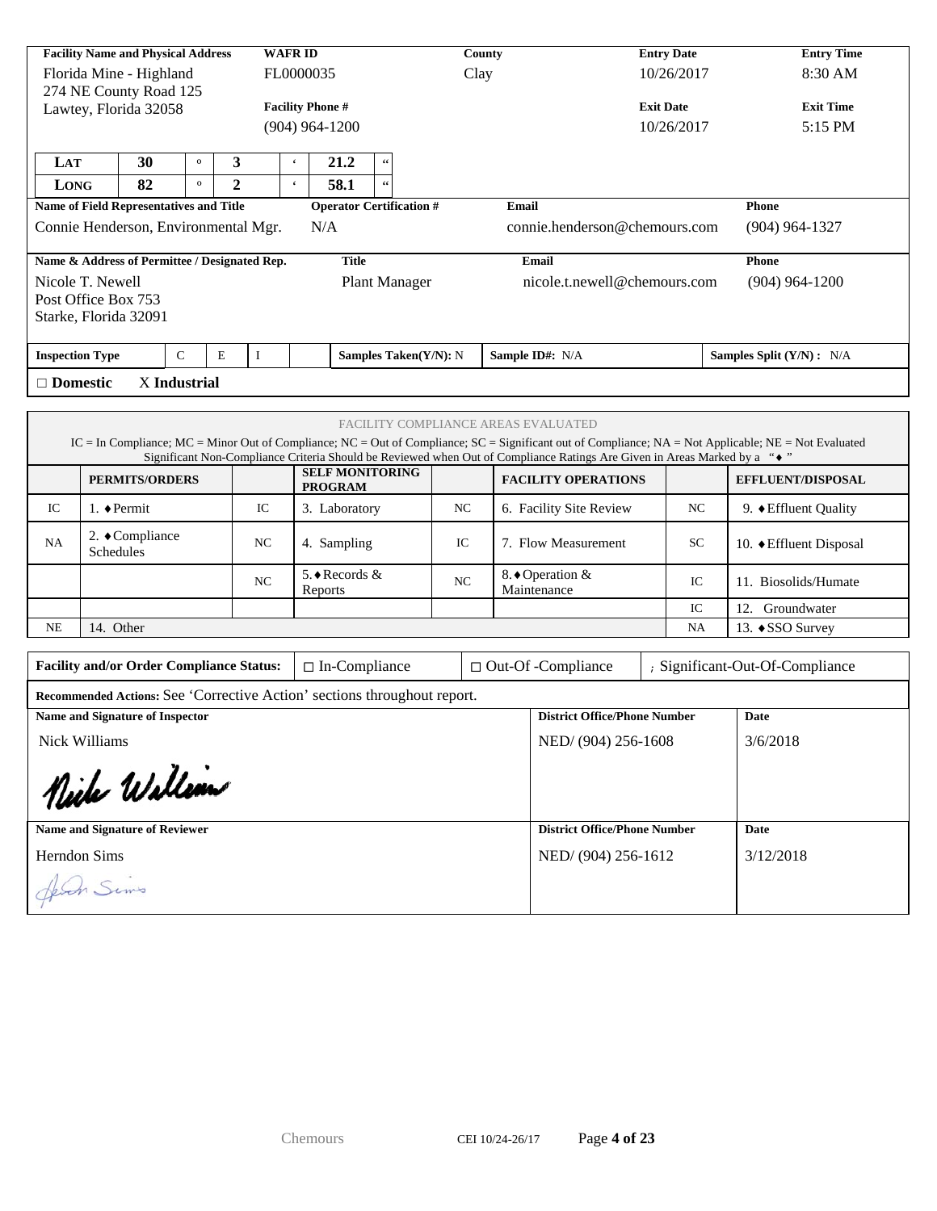| Facility Name and Physical Address | WAFR ID | County | Entry Date | Entry Time |
|---|---|---|---|---|
| Florida Mine - Highland<br>274 NE County Road 125<br>Lawtey, Florida 32058 | FL0000035 | Clay | 10/26/2017 | 8:30 AM |
| | **Facility Phone #** | | **Exit Date** | **Exit Time** |
| | (904) 964-1200 | | 10/26/2017 | 5:15 PM |

| LAT | 30 | ° | 3 | ' | 21.2 | " |
|---|---|---|---|---|---|---|
| LONG | 82 | ° | 2 | ' | 58.1 | " |

| Name of Field Representatives and Title | Operator Certification # | Email | Phone |
|---|---|---|---|
| Connie Henderson, Environmental Mgr. | N/A | connie.henderson@chemours.com | (904) 964-1327 |

| Name & Address of Permittee / Designated Rep. | Title | Email | Phone |
|---|---|---|---|
| Nicole T. Newell<br>Post Office Box 753<br>Starke, Florida 32091 | Plant Manager | nicole.t.newell@chemours.com | (904) 964-1200 |

| Inspection Type | C | E | I | | Samples Taken(Y/N): N | Sample ID#: N/A | Samples Split (Y/N) : N/A |
|---|---|---|---|---|---|---|---|

□ **Domestic** X **Industrial**

FACILITY COMPLIANCE AREAS EVALUATED

IC = In Compliance; MC = Minor Out of Compliance; NC = Out of Compliance; SC = Significant out of Compliance; NA = Not Applicable; NE = Not Evaluated
Significant Non-Compliance Criteria Should be Reviewed when Out of Compliance Ratings Are Given in Areas Marked by a "♦"

| | PERMITS/ORDERS | | SELF MONITORING PROGRAM | | FACILITY OPERATIONS | | EFFLUENT/DISPOSAL |
|---|---|---|---|---|---|---|---|
| IC | 1. ♦Permit | IC | 3. Laboratory | NC | 6. Facility Site Review | NC | 9. ♦Effluent Quality |
| NA | 2. ♦Compliance Schedules | NC | 4. Sampling | IC | 7. Flow Measurement | SC | 10. ♦Effluent Disposal |
| | | NC | 5.♦Records & Reports | NC | 8.♦Operation & Maintenance | IC | 11. Biosolids/Humate |
| | | | | | | IC | 12. Groundwater |
| NE | 14. Other | | | | | NA | 13. ♦SSO Survey |

| Facility and/or Order Compliance Status: | □ In-Compliance | □ Out-Of -Compliance | ; Significant-Out-Of-Compliance |
|---|---|---|---|

**Recommended Actions:** See 'Corrective Action' sections throughout report.

| Name and Signature of Inspector | District Office/Phone Number | Date |
|---|---|---|
| Nick Williams<br>*Nick Williams* | NED/ (904) 256-1608 | 3/6/2018 |

| Name and Signature of Reviewer | District Office/Phone Number | Date |
|---|---|---|
| Herndon Sims<br>*Herndon Sims* | NED/ (904) 256-1612 | 3/12/2018 |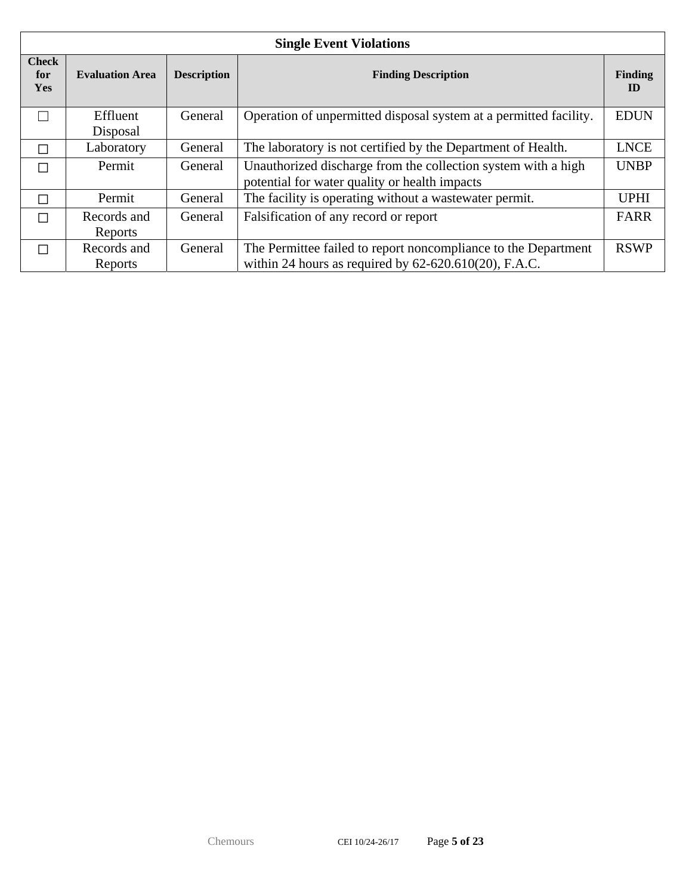| Single Event Violations | | | | |
|---|---|---|---|---|
| Check for Yes | Evaluation Area | Description | Finding Description | Finding ID |
| ☐ | Effluent Disposal | General | Operation of unpermitted disposal system at a permitted facility. | EDUN |
| ☐ | Laboratory | General | The laboratory is not certified by the Department of Health. | LNCE |
| ☐ | Permit | General | Unauthorized discharge from the collection system with a high potential for water quality or health impacts | UNBP |
| ☐ | Permit | General | The facility is operating without a wastewater permit. | UPHI |
| ☐ | Records and Reports | General | Falsification of any record or report | FARR |
| ☐ | Records and Reports | General | The Permittee failed to report noncompliance to the Department within 24 hours as required by 62-620.610(20), F.A.C. | RSWP |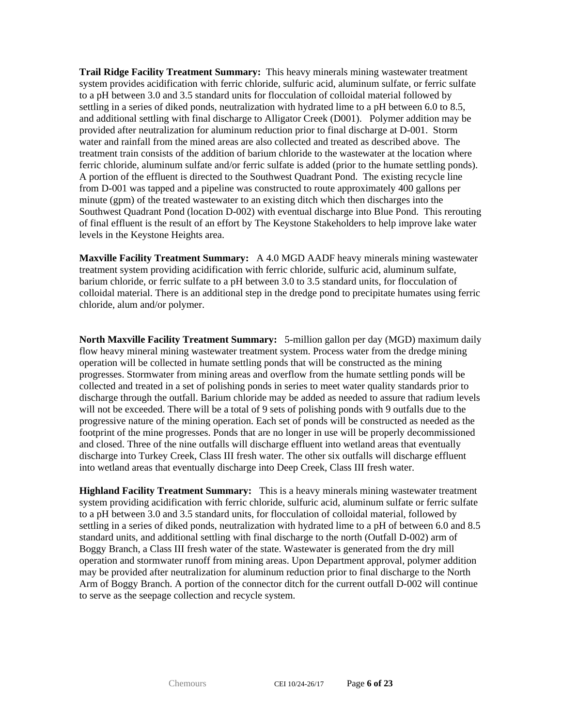**Trail Ridge Facility Treatment Summary:** This heavy minerals mining wastewater treatment system provides acidification with ferric chloride, sulfuric acid, aluminum sulfate, or ferric sulfate to a pH between 3.0 and 3.5 standard units for flocculation of colloidal material followed by settling in a series of diked ponds, neutralization with hydrated lime to a pH between 6.0 to 8.5, and additional settling with final discharge to Alligator Creek (D001). Polymer addition may be provided after neutralization for aluminum reduction prior to final discharge at D-001. Storm water and rainfall from the mined areas are also collected and treated as described above. The treatment train consists of the addition of barium chloride to the wastewater at the location where ferric chloride, aluminum sulfate and/or ferric sulfate is added (prior to the humate settling ponds). A portion of the effluent is directed to the Southwest Quadrant Pond. The existing recycle line from D-001 was tapped and a pipeline was constructed to route approximately 400 gallons per minute (gpm) of the treated wastewater to an existing ditch which then discharges into the Southwest Quadrant Pond (location D-002) with eventual discharge into Blue Pond. This rerouting of final effluent is the result of an effort by The Keystone Stakeholders to help improve lake water levels in the Keystone Heights area.

**Maxville Facility Treatment Summary:** A 4.0 MGD AADF heavy minerals mining wastewater treatment system providing acidification with ferric chloride, sulfuric acid, aluminum sulfate, barium chloride, or ferric sulfate to a pH between 3.0 to 3.5 standard units, for flocculation of colloidal material. There is an additional step in the dredge pond to precipitate humates using ferric chloride, alum and/or polymer.

**North Maxville Facility Treatment Summary:** 5-million gallon per day (MGD) maximum daily flow heavy mineral mining wastewater treatment system. Process water from the dredge mining operation will be collected in humate settling ponds that will be constructed as the mining progresses. Stormwater from mining areas and overflow from the humate settling ponds will be collected and treated in a set of polishing ponds in series to meet water quality standards prior to discharge through the outfall. Barium chloride may be added as needed to assure that radium levels will not be exceeded. There will be a total of 9 sets of polishing ponds with 9 outfalls due to the progressive nature of the mining operation. Each set of ponds will be constructed as needed as the footprint of the mine progresses. Ponds that are no longer in use will be properly decommissioned and closed. Three of the nine outfalls will discharge effluent into wetland areas that eventually discharge into Turkey Creek, Class III fresh water. The other six outfalls will discharge effluent into wetland areas that eventually discharge into Deep Creek, Class III fresh water.

**Highland Facility Treatment Summary:** This is a heavy minerals mining wastewater treatment system providing acidification with ferric chloride, sulfuric acid, aluminum sulfate or ferric sulfate to a pH between 3.0 and 3.5 standard units, for flocculation of colloidal material, followed by settling in a series of diked ponds, neutralization with hydrated lime to a pH of between 6.0 and 8.5 standard units, and additional settling with final discharge to the north (Outfall D-002) arm of Boggy Branch, a Class III fresh water of the state. Wastewater is generated from the dry mill operation and stormwater runoff from mining areas. Upon Department approval, polymer addition may be provided after neutralization for aluminum reduction prior to final discharge to the North Arm of Boggy Branch. A portion of the connector ditch for the current outfall D-002 will continue to serve as the seepage collection and recycle system.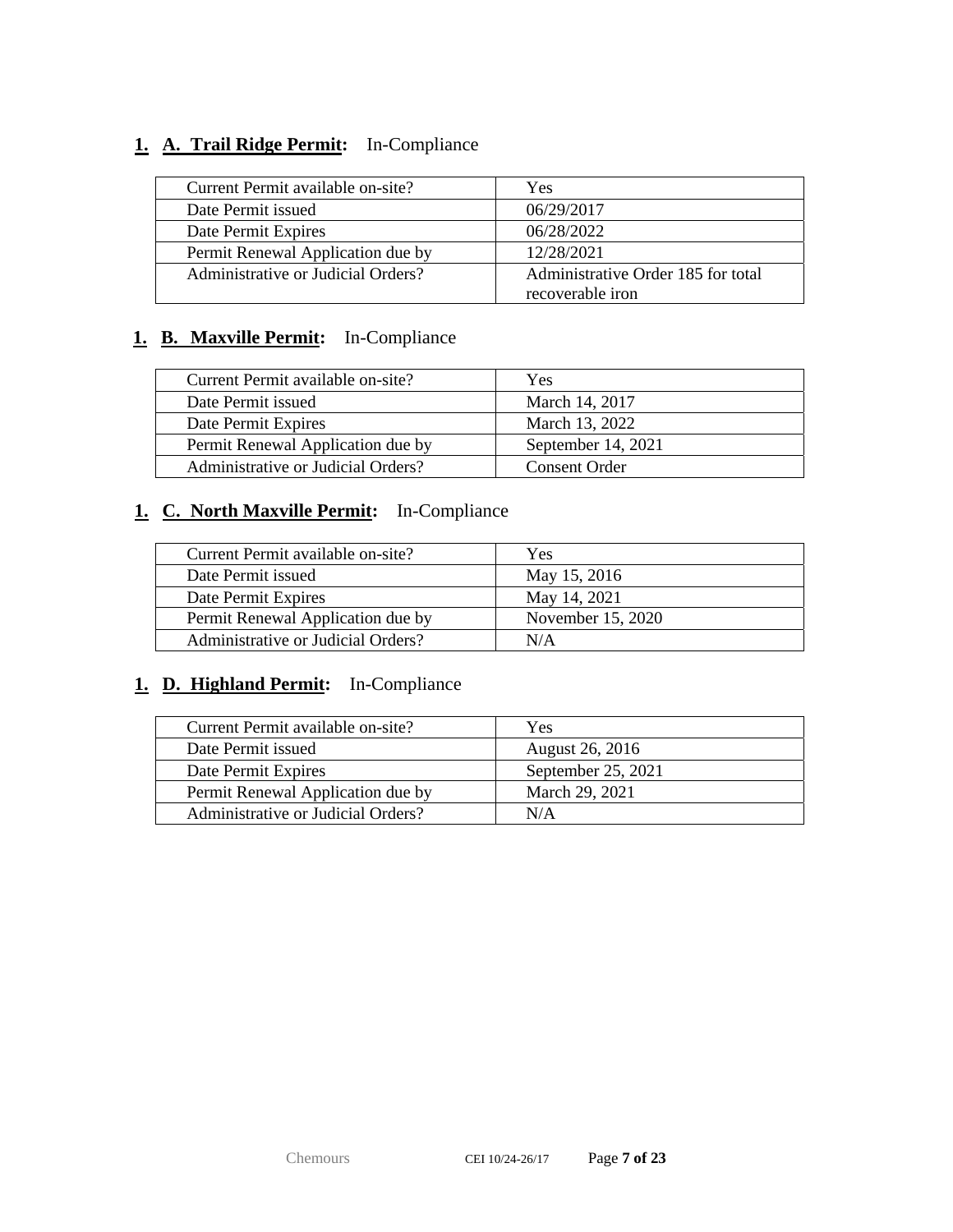## 1. A. Trail Ridge Permit: In-Compliance

| Current Permit available on-site? | Yes |
|---|---|
| Date Permit issued | 06/29/2017 |
| Date Permit Expires | 06/28/2022 |
| Permit Renewal Application due by | 12/28/2021 |
| Administrative or Judicial Orders? | Administrative Order 185 for total recoverable iron |

## 1. B. Maxville Permit: In-Compliance

| Current Permit available on-site? | Yes |
|---|---|
| Date Permit issued | March 14, 2017 |
| Date Permit Expires | March 13, 2022 |
| Permit Renewal Application due by | September 14, 2021 |
| Administrative or Judicial Orders? | Consent Order |

## 1. C. North Maxville Permit: In-Compliance

| Current Permit available on-site? | Yes |
|---|---|
| Date Permit issued | May 15, 2016 |
| Date Permit Expires | May 14, 2021 |
| Permit Renewal Application due by | November 15, 2020 |
| Administrative or Judicial Orders? | N/A |

## 1. D. Highland Permit: In-Compliance

| Current Permit available on-site? | Yes |
|---|---|
| Date Permit issued | August 26, 2016 |
| Date Permit Expires | September 25, 2021 |
| Permit Renewal Application due by | March 29, 2021 |
| Administrative or Judicial Orders? | N/A |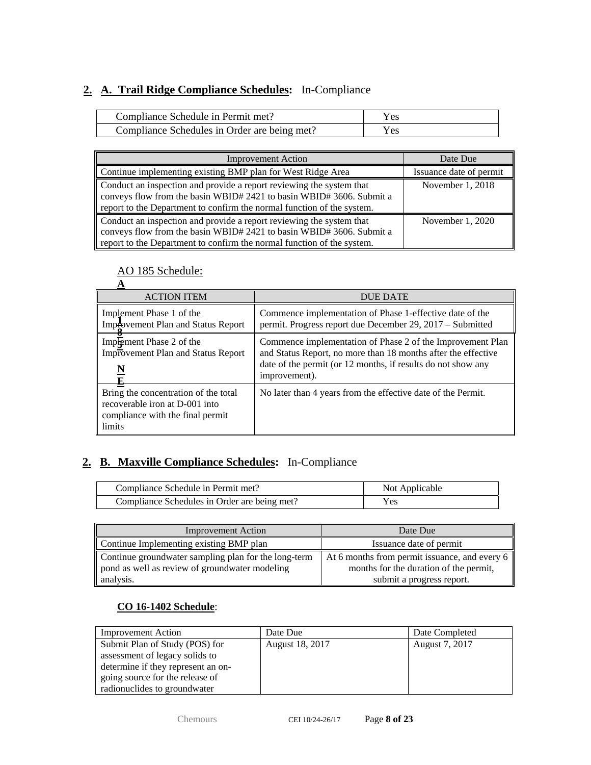## 2. A. Trail Ridge Compliance Schedules: In-Compliance

| | |
|---|---|
| Compliance Schedule in Permit met? | Yes |
| Compliance Schedules in Order are being met? | Yes |

| Improvement Action | Date Due |
|---|---|
| Continue implementing existing BMP plan for West Ridge Area | Issuance date of permit |
| Conduct an inspection and provide a report reviewing the system that conveys flow from the basin WBID# 2421 to basin WBID# 3606. Submit a report to the Department to confirm the normal function of the system. | November 1, 2018 |
| Conduct an inspection and provide a report reviewing the system that conveys flow from the basin WBID# 2421 to basin WBID# 3606. Submit a report to the Department to confirm the normal function of the system. | November 1, 2020 |

AO 185 Schedule:

| ACTION ITEM | DUE DATE |
|---|---|
| Implement Phase 1 of the Improvement Plan and Status Report | Commence implementation of Phase 1-effective date of the permit. Progress report due December 29, 2017 – Submitted |
| Implement Phase 2 of the Improvement Plan and Status Report | Commence implementation of Phase 2 of the Improvement Plan and Status Report, no more than 18 months after the effective date of the permit (or 12 months, if results do not show any improvement). |
| Bring the concentration of the total recoverable iron at D-001 into compliance with the final permit limits | No later than 4 years from the effective date of the Permit. |

## 2. B. Maxville Compliance Schedules: In-Compliance

| | |
|---|---|
| Compliance Schedule in Permit met? | Not Applicable |
| Compliance Schedules in Order are being met? | Yes |

| Improvement Action | Date Due |
|---|---|
| Continue Implementing existing BMP plan | Issuance date of permit |
| Continue groundwater sampling plan for the long-term pond as well as review of groundwater modeling analysis. | At 6 months from permit issuance, and every 6 months for the duration of the permit, submit a progress report. |

**CO 16-1402 Schedule**:

| Improvement Action | Date Due | Date Completed |
|---|---|---|
| Submit Plan of Study (POS) for assessment of legacy solids to determine if they represent an on-going source for the release of radionuclides to groundwater | August 18, 2017 | August 7, 2017 |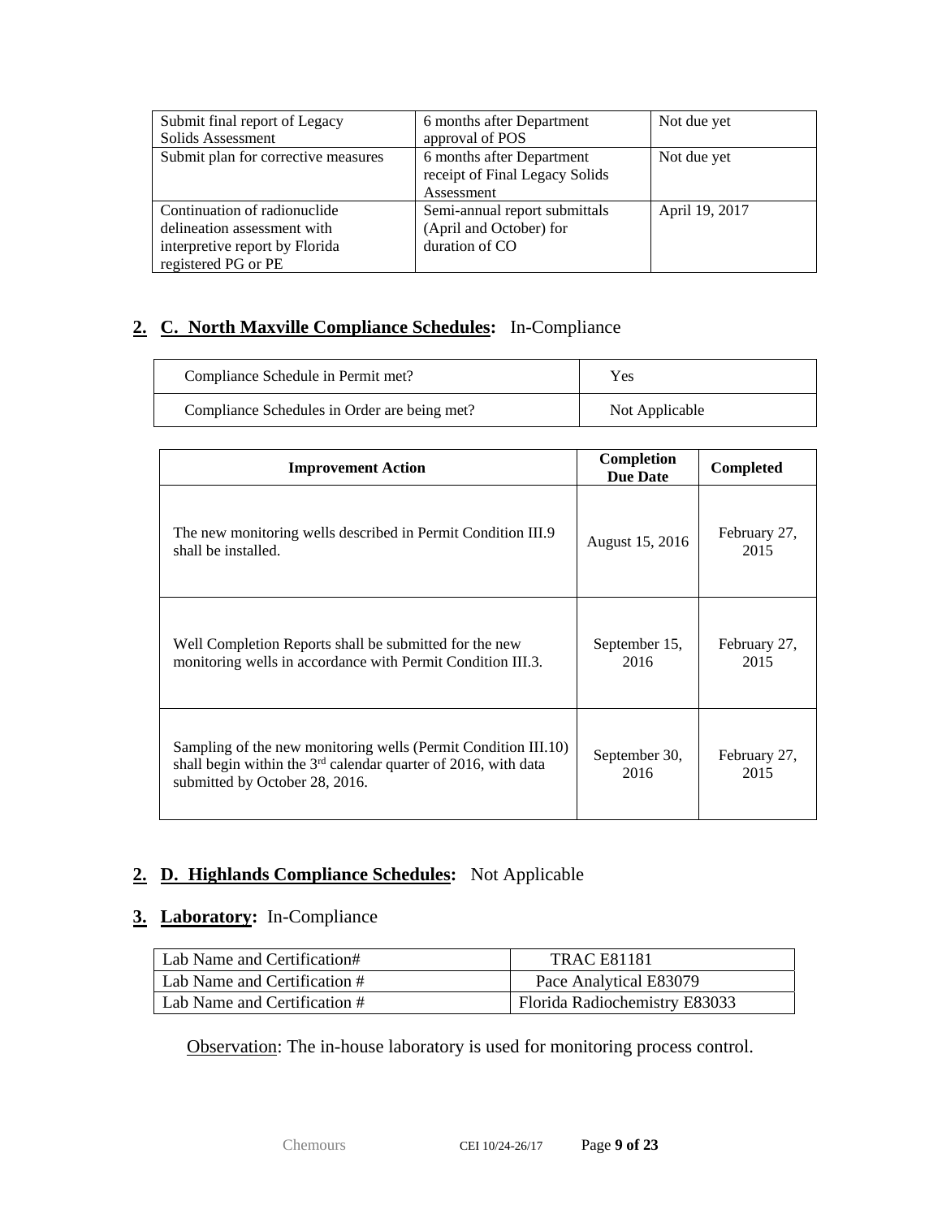| Submit final report of Legacy Solids Assessment | 6 months after Department approval of POS | Not due yet |
|---|---|---|
| Submit plan for corrective measures | 6 months after Department receipt of Final Legacy Solids Assessment | Not due yet |
| Continuation of radionuclide delineation assessment with interpretive report by Florida registered PG or PE | Semi-annual report submittals (April and October) for duration of CO | April 19, 2017 |

## 2. C. North Maxville Compliance Schedules: In-Compliance

| Compliance Schedule in Permit met? | Yes |
|---|---|
| Compliance Schedules in Order are being met? | Not Applicable |

| Improvement Action | Completion Due Date | Completed |
|---|---|---|
| The new monitoring wells described in Permit Condition III.9 shall be installed. | August 15, 2016 | February 27, 2015 |
| Well Completion Reports shall be submitted for the new monitoring wells in accordance with Permit Condition III.3. | September 15, 2016 | February 27, 2015 |
| Sampling of the new monitoring wells (Permit Condition III.10) shall begin within the 3rd calendar quarter of 2016, with data submitted by October 28, 2016. | September 30, 2016 | February 27, 2015 |

## 2. D. Highlands Compliance Schedules: Not Applicable

## 3. Laboratory: In-Compliance

| Lab Name and Certification# | TRAC E81181 |
|---|---|
| Lab Name and Certification # | Pace Analytical E83079 |
| Lab Name and Certification # | Florida Radiochemistry E83033 |

Observation: The in-house laboratory is used for monitoring process control.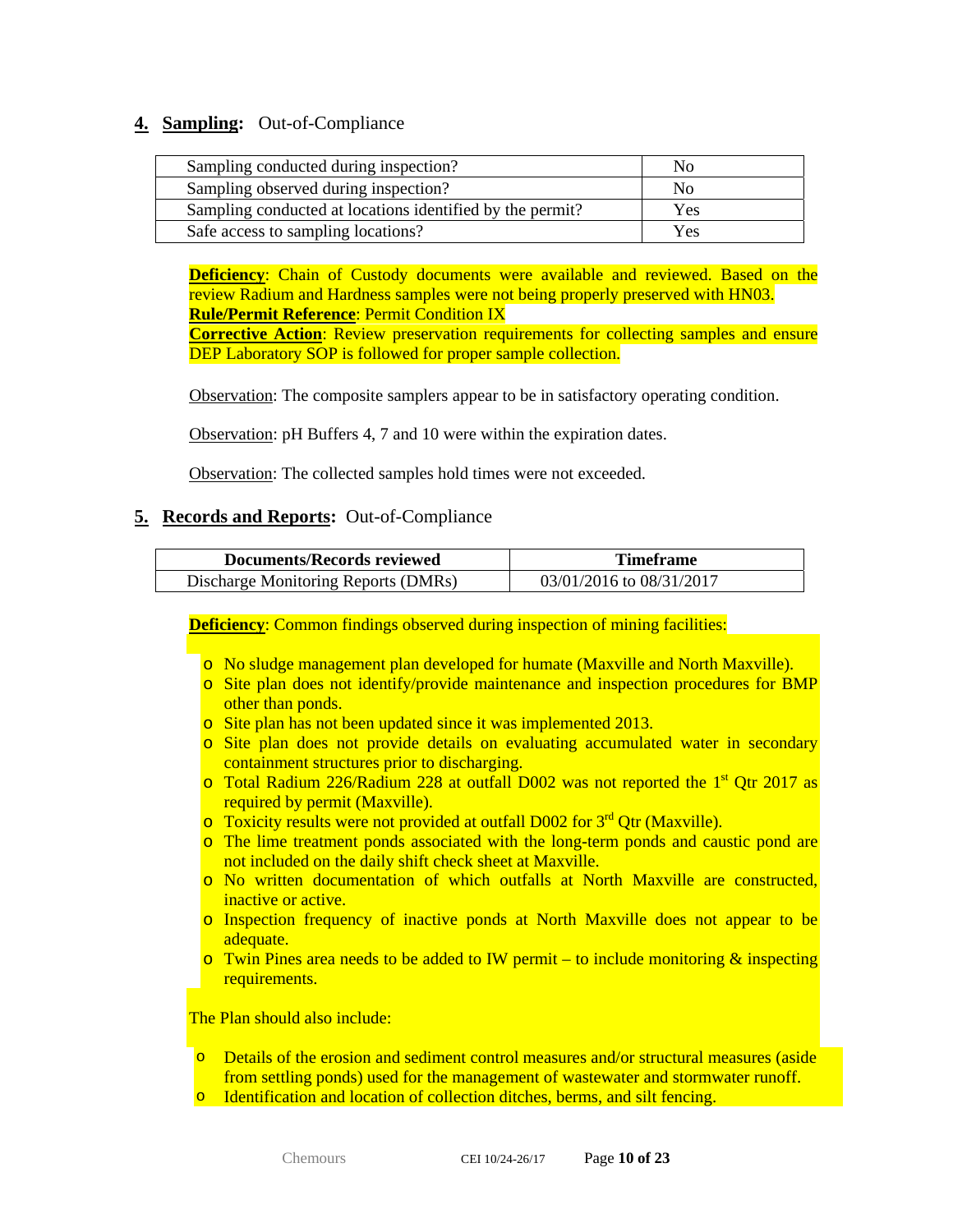## 4. **Sampling:** Out-of-Compliance

| | |
|---|---|
| Sampling conducted during inspection? | No |
| Sampling observed during inspection? | No |
| Sampling conducted at locations identified by the permit? | Yes |
| Safe access to sampling locations? | Yes |

**Deficiency**: Chain of Custody documents were available and reviewed. Based on the review Radium and Hardness samples were not being properly preserved with HN03.
**Rule/Permit Reference**: Permit Condition IX
**Corrective Action**: Review preservation requirements for collecting samples and ensure DEP Laboratory SOP is followed for proper sample collection.

Observation: The composite samplers appear to be in satisfactory operating condition.

Observation: pH Buffers 4, 7 and 10 were within the expiration dates.

Observation: The collected samples hold times were not exceeded.

## 5. **Records and Reports:** Out-of-Compliance

| Documents/Records reviewed | Timeframe |
|---|---|
| Discharge Monitoring Reports (DMRs) | 03/01/2016 to 08/31/2017 |

**Deficiency**: Common findings observed during inspection of mining facilities:

- No sludge management plan developed for humate (Maxville and North Maxville).
- Site plan does not identify/provide maintenance and inspection procedures for BMP other than ponds.
- Site plan has not been updated since it was implemented 2013.
- Site plan does not provide details on evaluating accumulated water in secondary containment structures prior to discharging.
- Total Radium 226/Radium 228 at outfall D002 was not reported the 1st Qtr 2017 as required by permit (Maxville).
- Toxicity results were not provided at outfall D002 for 3rd Qtr (Maxville).
- The lime treatment ponds associated with the long-term ponds and caustic pond are not included on the daily shift check sheet at Maxville.
- No written documentation of which outfalls at North Maxville are constructed, inactive or active.
- Inspection frequency of inactive ponds at North Maxville does not appear to be adequate.
- Twin Pines area needs to be added to IW permit – to include monitoring & inspecting requirements.

The Plan should also include:

- Details of the erosion and sediment control measures and/or structural measures (aside from settling ponds) used for the management of wastewater and stormwater runoff.
- Identification and location of collection ditches, berms, and silt fencing.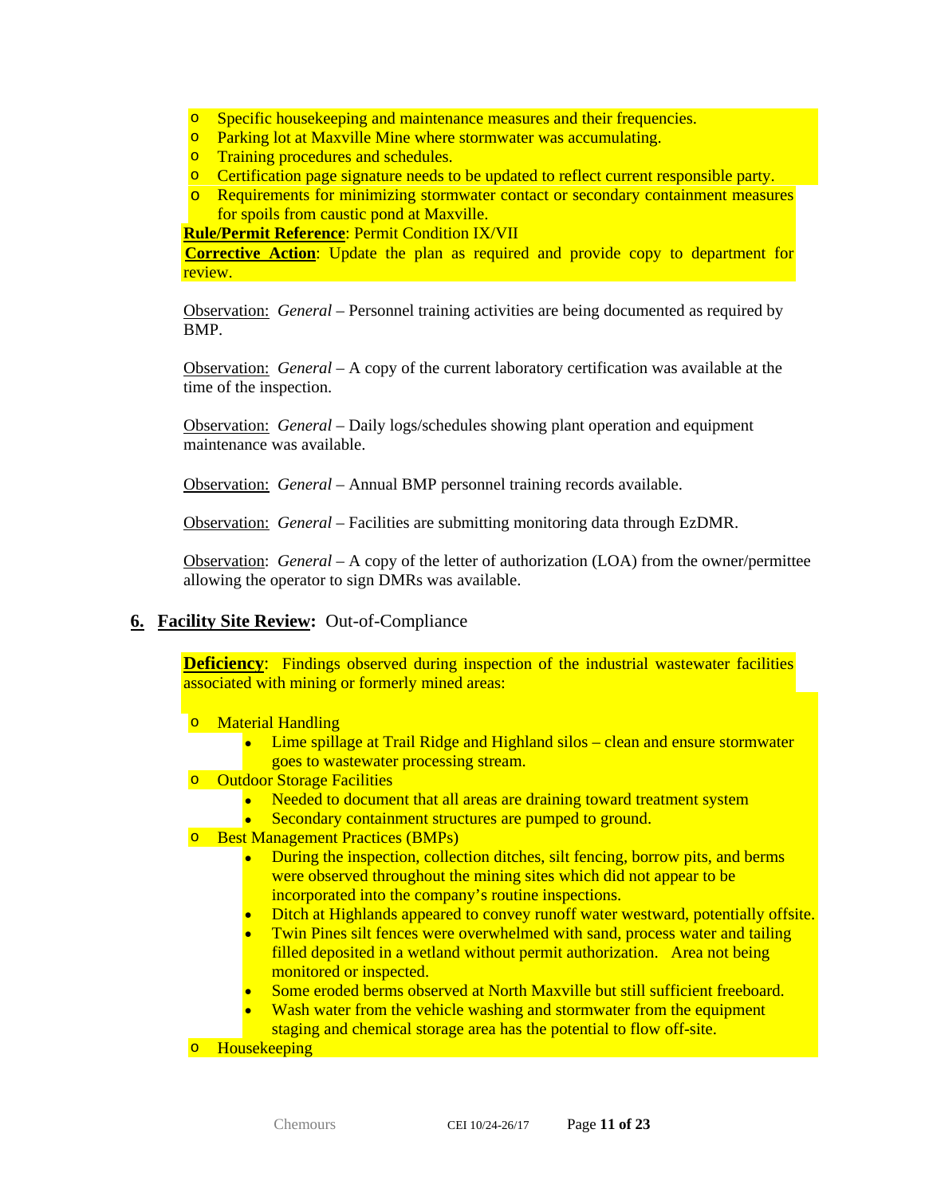- Specific housekeeping and maintenance measures and their frequencies.
- Parking lot at Maxville Mine where stormwater was accumulating.
- Training procedures and schedules.
- Certification page signature needs to be updated to reflect current responsible party.
- Requirements for minimizing stormwater contact or secondary containment measures for spoils from caustic pond at Maxville.

**Rule/Permit Reference**: Permit Condition IX/VII

**Corrective Action**: Update the plan as required and provide copy to department for review.

Observation: *General* – Personnel training activities are being documented as required by BMP.

Observation: *General* – A copy of the current laboratory certification was available at the time of the inspection.

Observation: *General* – Daily logs/schedules showing plant operation and equipment maintenance was available.

Observation: *General* – Annual BMP personnel training records available.

Observation: *General* – Facilities are submitting monitoring data through EzDMR.

Observation: *General* – A copy of the letter of authorization (LOA) from the owner/permittee allowing the operator to sign DMRs was available.

## 6. Facility Site Review: Out-of-Compliance

**Deficiency**: Findings observed during inspection of the industrial wastewater facilities associated with mining or formerly mined areas:

- Material Handling
  - Lime spillage at Trail Ridge and Highland silos – clean and ensure stormwater goes to wastewater processing stream.
- Outdoor Storage Facilities
  - Needed to document that all areas are draining toward treatment system
  - Secondary containment structures are pumped to ground.
- Best Management Practices (BMPs)
  - During the inspection, collection ditches, silt fencing, borrow pits, and berms were observed throughout the mining sites which did not appear to be incorporated into the company's routine inspections.
  - Ditch at Highlands appeared to convey runoff water westward, potentially offsite.
  - Twin Pines silt fences were overwhelmed with sand, process water and tailing filled deposited in a wetland without permit authorization. Area not being monitored or inspected.
  - Some eroded berms observed at North Maxville but still sufficient freeboard.
  - Wash water from the vehicle washing and stormwater from the equipment staging and chemical storage area has the potential to flow off-site.
- Housekeeping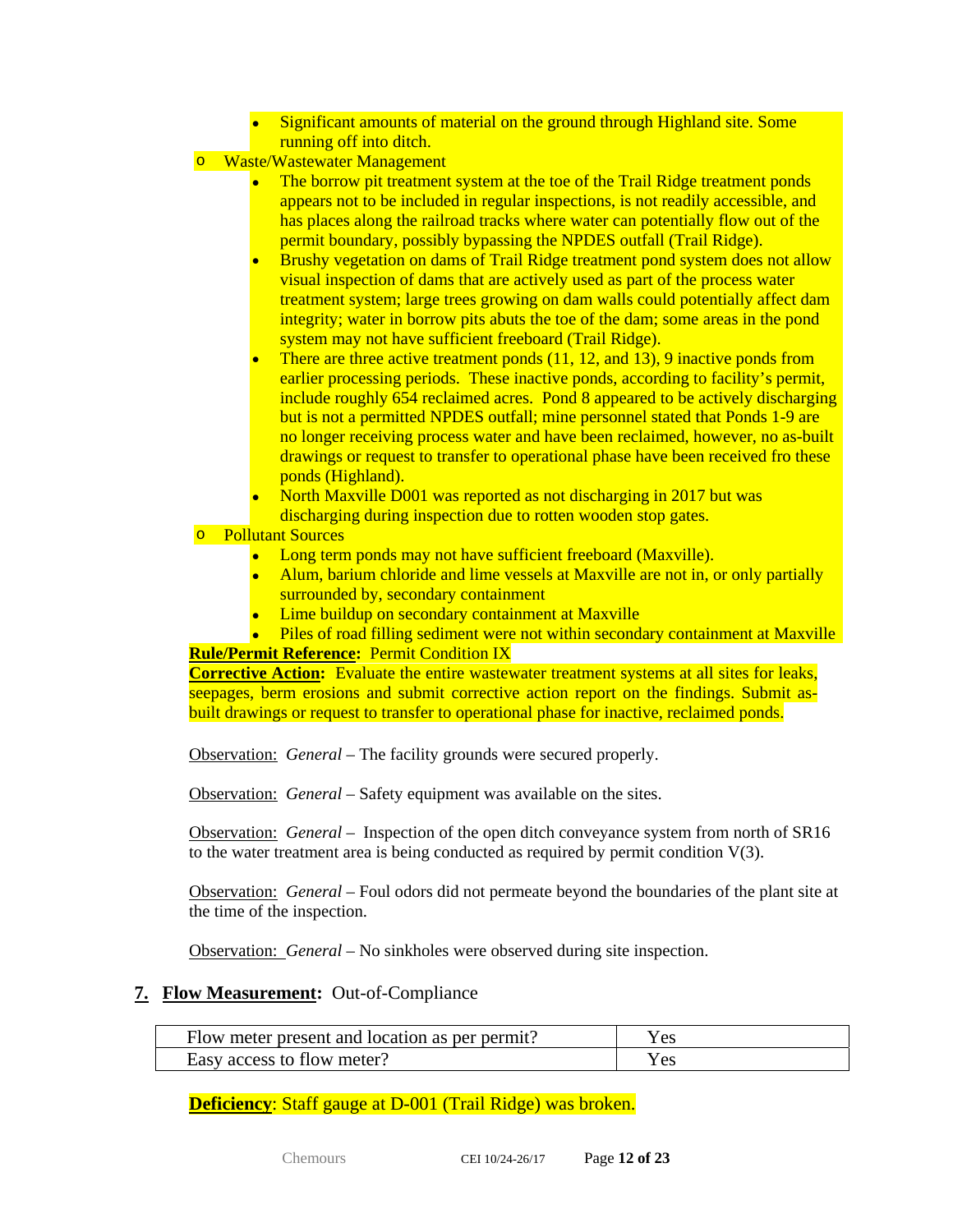- Significant amounts of material on the ground through Highland site. Some running off into ditch.

- Waste/Wastewater Management
  - The borrow pit treatment system at the toe of the Trail Ridge treatment ponds appears not to be included in regular inspections, is not readily accessible, and has places along the railroad tracks where water can potentially flow out of the permit boundary, possibly bypassing the NPDES outfall (Trail Ridge).
  - Brushy vegetation on dams of Trail Ridge treatment pond system does not allow visual inspection of dams that are actively used as part of the process water treatment system; large trees growing on dam walls could potentially affect dam integrity; water in borrow pits abuts the toe of the dam; some areas in the pond system may not have sufficient freeboard (Trail Ridge).
  - There are three active treatment ponds (11, 12, and 13), 9 inactive ponds from earlier processing periods. These inactive ponds, according to facility's permit, include roughly 654 reclaimed acres. Pond 8 appeared to be actively discharging but is not a permitted NPDES outfall; mine personnel stated that Ponds 1-9 are no longer receiving process water and have been reclaimed, however, no as-built drawings or request to transfer to operational phase have been received fro these ponds (Highland).
  - North Maxville D001 was reported as not discharging in 2017 but was discharging during inspection due to rotten wooden stop gates.
- Pollutant Sources
  - Long term ponds may not have sufficient freeboard (Maxville).
  - Alum, barium chloride and lime vessels at Maxville are not in, or only partially surrounded by, secondary containment
  - Lime buildup on secondary containment at Maxville
  - Piles of road filling sediment were not within secondary containment at Maxville

**Rule/Permit Reference:** Permit Condition IX

**Corrective Action:** Evaluate the entire wastewater treatment systems at all sites for leaks, seepages, berm erosions and submit corrective action report on the findings. Submit as-built drawings or request to transfer to operational phase for inactive, reclaimed ponds.

Observation: *General* – The facility grounds were secured properly.

Observation: *General* – Safety equipment was available on the sites.

Observation: *General* – Inspection of the open ditch conveyance system from north of SR16 to the water treatment area is being conducted as required by permit condition V(3).

Observation: *General* – Foul odors did not permeate beyond the boundaries of the plant site at the time of the inspection.

Observation: *General* – No sinkholes were observed during site inspection.

## 7. Flow Measurement: Out-of-Compliance

| | |
|---|---|
| Flow meter present and location as per permit? | Yes |
| Easy access to flow meter? | Yes |

**Deficiency**: Staff gauge at D-001 (Trail Ridge) was broken.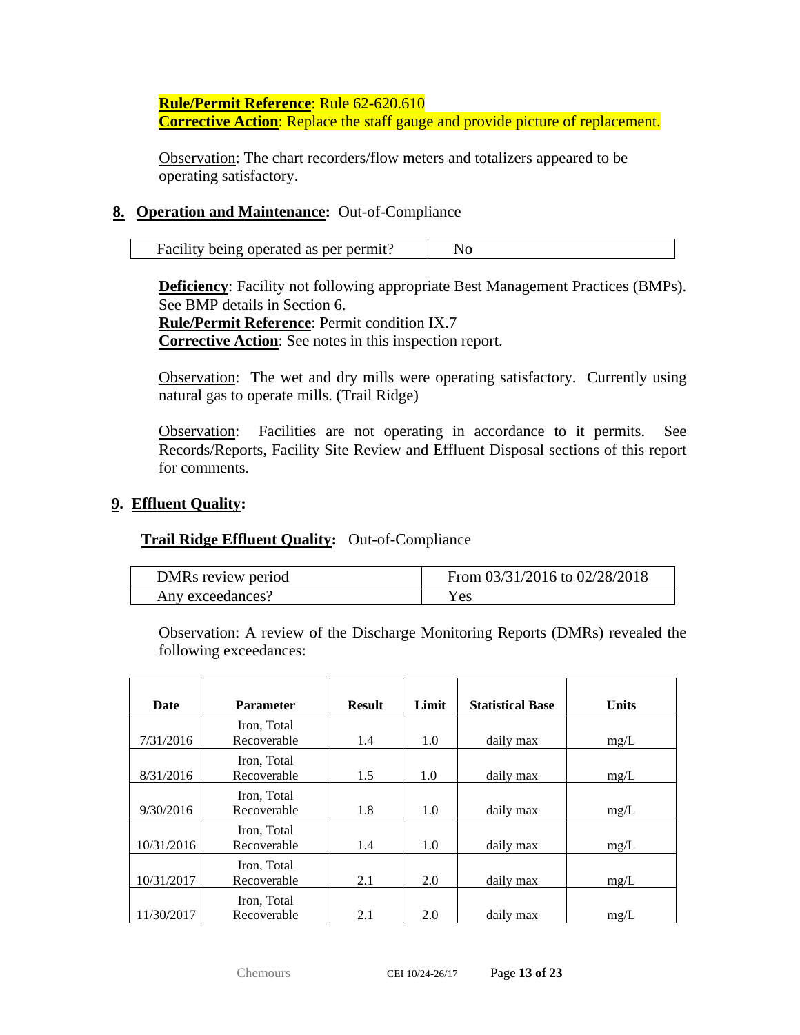**Rule/Permit Reference**: Rule 62-620.610
**Corrective Action**: Replace the staff gauge and provide picture of replacement.

Observation: The chart recorders/flow meters and totalizers appeared to be operating satisfactory.

## 8. Operation and Maintenance: Out-of-Compliance

| Facility being operated as per permit? | No |
|---|---|

**Deficiency**: Facility not following appropriate Best Management Practices (BMPs). See BMP details in Section 6.
**Rule/Permit Reference**: Permit condition IX.7
**Corrective Action**: See notes in this inspection report.

Observation: The wet and dry mills were operating satisfactory. Currently using natural gas to operate mills. (Trail Ridge)

Observation: Facilities are not operating in accordance to it permits. See Records/Reports, Facility Site Review and Effluent Disposal sections of this report for comments.

## 9. Effluent Quality:

### Trail Ridge Effluent Quality: Out-of-Compliance

| DMRs review period | From 03/31/2016 to 02/28/2018 |
|---|---|
| Any exceedances? | Yes |

Observation: A review of the Discharge Monitoring Reports (DMRs) revealed the following exceedances:

| Date | Parameter | Result | Limit | Statistical Base | Units |
|---|---|---|---|---|---|
| 7/31/2016 | Iron, Total Recoverable | 1.4 | 1.0 | daily max | mg/L |
| 8/31/2016 | Iron, Total Recoverable | 1.5 | 1.0 | daily max | mg/L |
| 9/30/2016 | Iron, Total Recoverable | 1.8 | 1.0 | daily max | mg/L |
| 10/31/2016 | Iron, Total Recoverable | 1.4 | 1.0 | daily max | mg/L |
| 10/31/2017 | Iron, Total Recoverable | 2.1 | 2.0 | daily max | mg/L |
| 11/30/2017 | Iron, Total Recoverable | 2.1 | 2.0 | daily max | mg/L |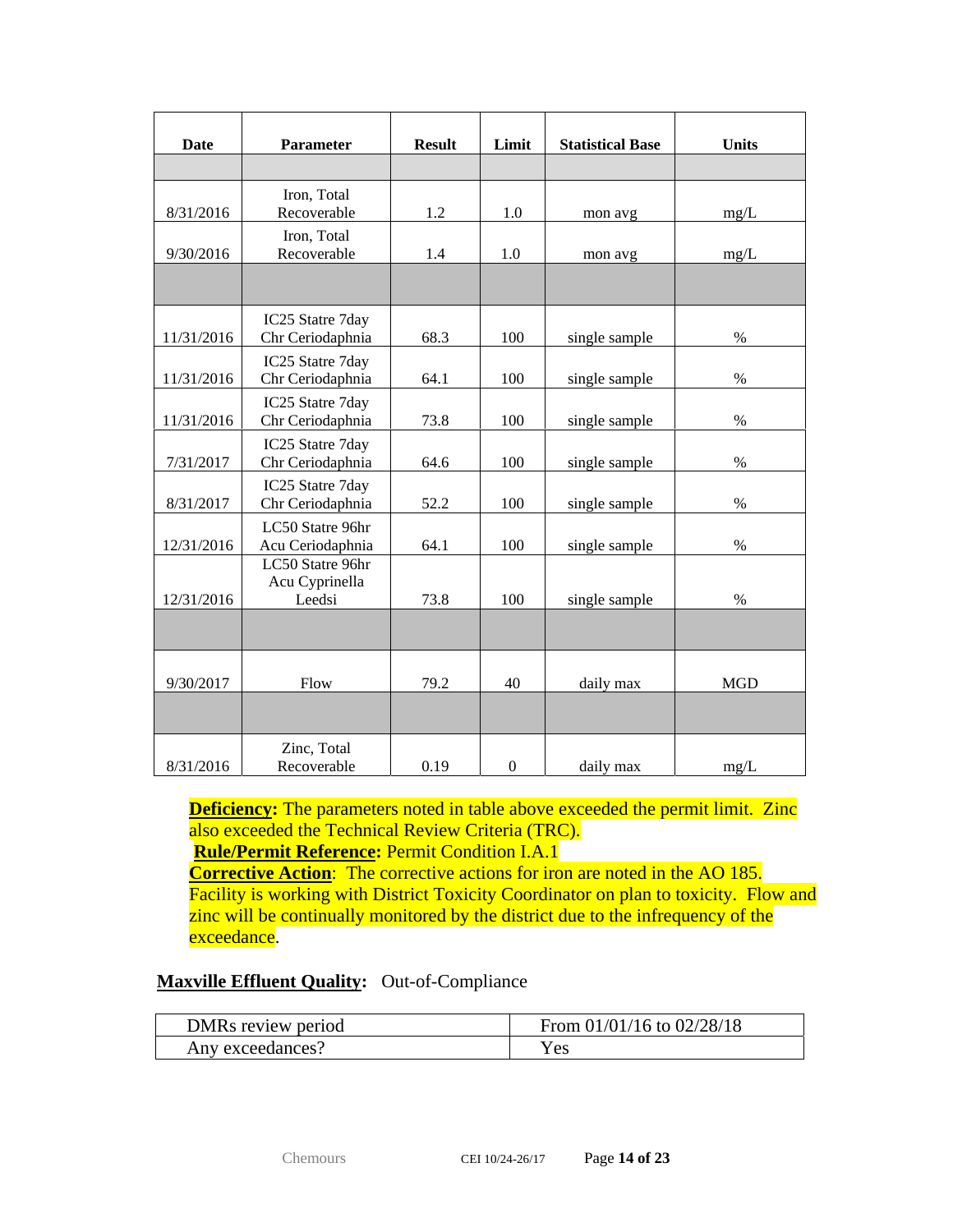| Date | Parameter | Result | Limit | Statistical Base | Units |
|---|---|---|---|---|---|
| | | | | | |
| 8/31/2016 | Iron, Total Recoverable | 1.2 | 1.0 | mon avg | mg/L |
| 9/30/2016 | Iron, Total Recoverable | 1.4 | 1.0 | mon avg | mg/L |
| | | | | | |
| 11/31/2016 | IC25 Statre 7day Chr Ceriodaphnia | 68.3 | 100 | single sample | % |
| 11/31/2016 | IC25 Statre 7day Chr Ceriodaphnia | 64.1 | 100 | single sample | % |
| 11/31/2016 | IC25 Statre 7day Chr Ceriodaphnia | 73.8 | 100 | single sample | % |
| 7/31/2017 | IC25 Statre 7day Chr Ceriodaphnia | 64.6 | 100 | single sample | % |
| 8/31/2017 | IC25 Statre 7day Chr Ceriodaphnia | 52.2 | 100 | single sample | % |
| 12/31/2016 | LC50 Statre 96hr Acu Ceriodaphnia | 64.1 | 100 | single sample | % |
| 12/31/2016 | LC50 Statre 96hr Acu Cyprinella Leedsi | 73.8 | 100 | single sample | % |
| | | | | | |
| 9/30/2017 | Flow | 79.2 | 40 | daily max | MGD |
| | | | | | |
| 8/31/2016 | Zinc, Total Recoverable | 0.19 | 0 | daily max | mg/L |

**Deficiency:** The parameters noted in table above exceeded the permit limit. Zinc also exceeded the Technical Review Criteria (TRC).
**Rule/Permit Reference:** Permit Condition I.A.1
**Corrective Action**: The corrective actions for iron are noted in the AO 185. Facility is working with District Toxicity Coordinator on plan to toxicity. Flow and zinc will be continually monitored by the district due to the infrequency of the exceedance.

**Maxville Effluent Quality:** Out-of-Compliance

| DMRs review period | From 01/01/16 to 02/28/18 |
|---|---|
| Any exceedances? | Yes |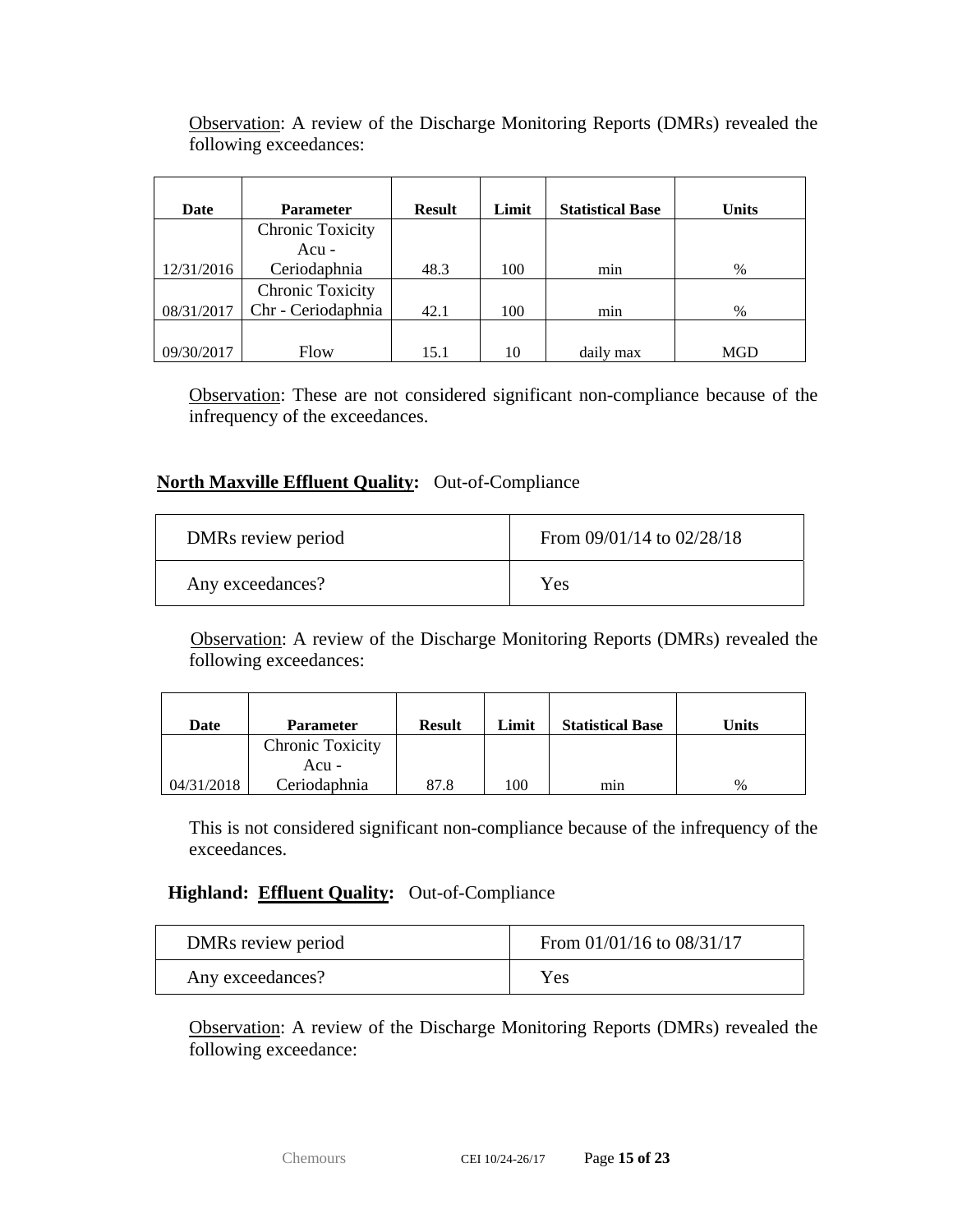Observation: A review of the Discharge Monitoring Reports (DMRs) revealed the following exceedances:

| Date | Parameter | Result | Limit | Statistical Base | Units |
|---|---|---|---|---|---|
| 12/31/2016 | Chronic Toxicity Acu - Ceriodaphnia | 48.3 | 100 | min | % |
| 08/31/2017 | Chronic Toxicity Chr - Ceriodaphnia | 42.1 | 100 | min | % |
| 09/30/2017 | Flow | 15.1 | 10 | daily max | MGD |

Observation: These are not considered significant non-compliance because of the infrequency of the exceedances.

**North Maxville Effluent Quality:** Out-of-Compliance

| DMRs review period | From 09/01/14 to 02/28/18 |
|---|---|
| Any exceedances? | Yes |

Observation: A review of the Discharge Monitoring Reports (DMRs) revealed the following exceedances:

| Date | Parameter | Result | Limit | Statistical Base | Units |
|---|---|---|---|---|---|
| 04/31/2018 | Chronic Toxicity Acu - Ceriodaphnia | 87.8 | 100 | min | % |

This is not considered significant non-compliance because of the infrequency of the exceedances.

**Highland: Effluent Quality:** Out-of-Compliance

| DMRs review period | From 01/01/16 to 08/31/17 |
|---|---|
| Any exceedances? | Yes |

Observation: A review of the Discharge Monitoring Reports (DMRs) revealed the following exceedance: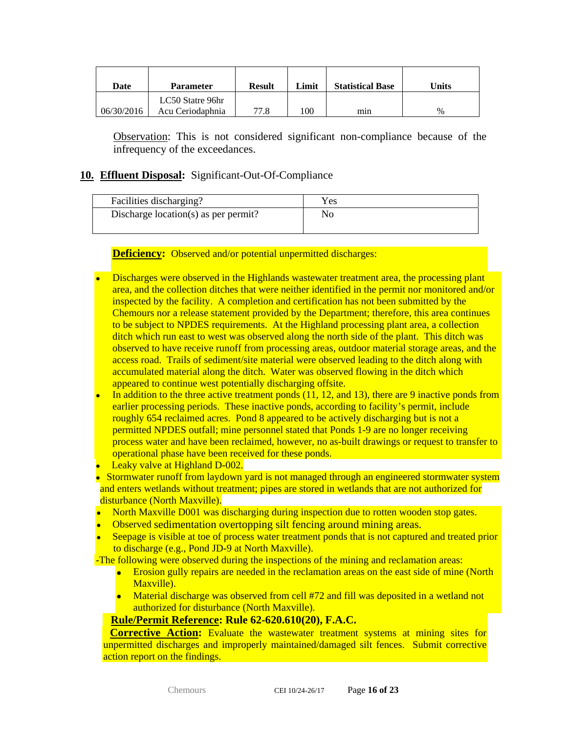| Date | Parameter | Result | Limit | Statistical Base | Units |
|---|---|---|---|---|---|
| 06/30/2016 | LC50 Statre 96hr Acu Ceriodaphnia | 77.8 | 100 | min | % |

Observation: This is not considered significant non-compliance because of the infrequency of the exceedances.

## 10. Effluent Disposal: Significant-Out-Of-Compliance

| Facilities discharging? | Yes |
|---|---|
| Discharge location(s) as per permit? | No |

**Deficiency:** Observed and/or potential unpermitted discharges:

- Discharges were observed in the Highlands wastewater treatment area, the processing plant area, and the collection ditches that were neither identified in the permit nor monitored and/or inspected by the facility. A completion and certification has not been submitted by the Chemours nor a release statement provided by the Department; therefore, this area continues to be subject to NPDES requirements. At the Highland processing plant area, a collection ditch which run east to west was observed along the north side of the plant. This ditch was observed to have receive runoff from processing areas, outdoor material storage areas, and the access road. Trails of sediment/site material were observed leading to the ditch along with accumulated material along the ditch. Water was observed flowing in the ditch which appeared to continue west potentially discharging offsite.
- In addition to the three active treatment ponds (11, 12, and 13), there are 9 inactive ponds from earlier processing periods. These inactive ponds, according to facility's permit, include roughly 654 reclaimed acres. Pond 8 appeared to be actively discharging but is not a permitted NPDES outfall; mine personnel stated that Ponds 1-9 are no longer receiving process water and have been reclaimed, however, no as-built drawings or request to transfer to operational phase have been received for these ponds.
- Leaky valve at Highland D-002.
- Stormwater runoff from laydown yard is not managed through an engineered stormwater system and enters wetlands without treatment; pipes are stored in wetlands that are not authorized for disturbance (North Maxville).
- North Maxville D001 was discharging during inspection due to rotten wooden stop gates.
- Observed sedimentation overtopping silt fencing around mining areas.
- Seepage is visible at toe of process water treatment ponds that is not captured and treated prior to discharge (e.g., Pond JD-9 at North Maxville).

-The following were observed during the inspections of the mining and reclamation areas:

- Erosion gully repairs are needed in the reclamation areas on the east side of mine (North Maxville).
- Material discharge was observed from cell #72 and fill was deposited in a wetland not authorized for disturbance (North Maxville).

**Rule/Permit Reference: Rule 62-620.610(20), F.A.C.**

**Corrective Action:** Evaluate the wastewater treatment systems at mining sites for unpermitted discharges and improperly maintained/damaged silt fences. Submit corrective action report on the findings.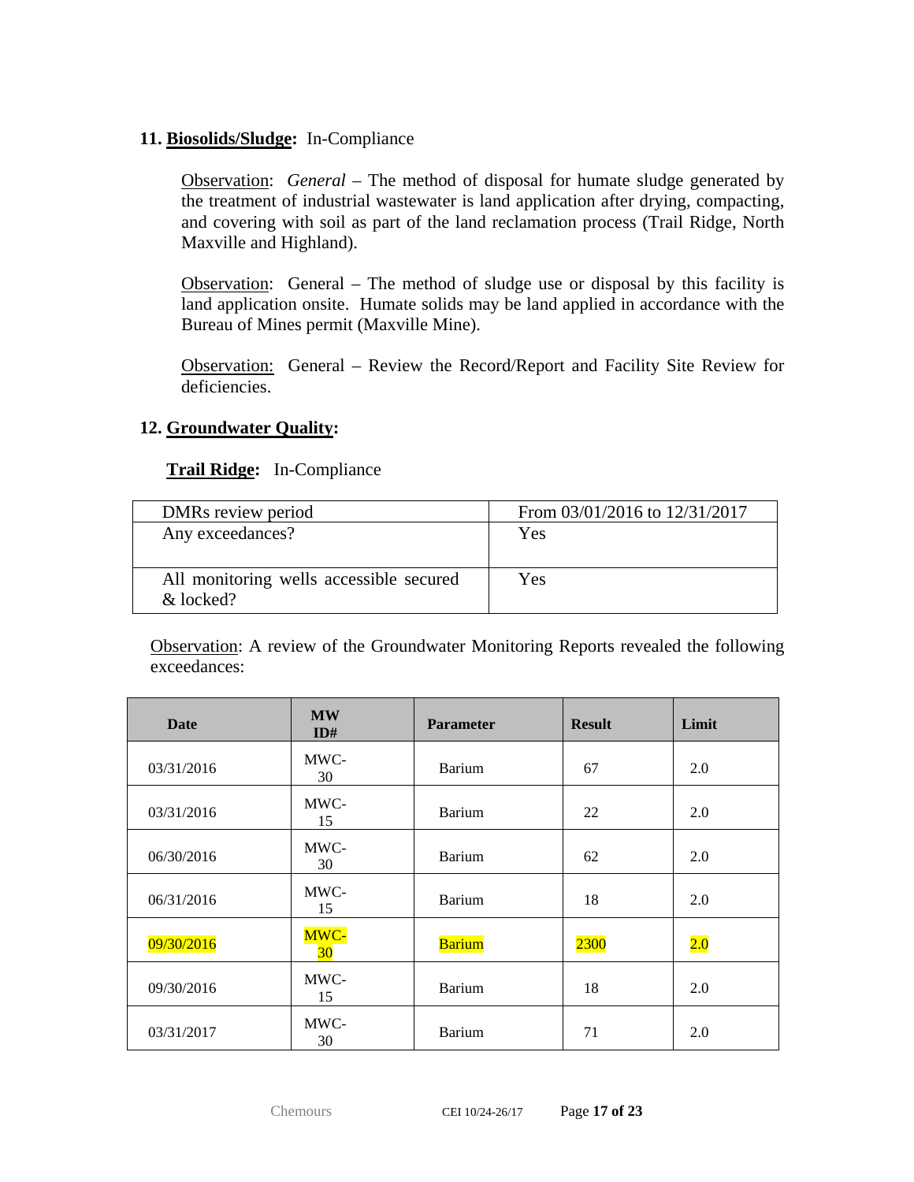**11. <u>Biosolids/Sludge</u>:** In-Compliance

<u>Observation</u>: *General* – The method of disposal for humate sludge generated by the treatment of industrial wastewater is land application after drying, compacting, and covering with soil as part of the land reclamation process (Trail Ridge, North Maxville and Highland).

<u>Observation</u>: General – The method of sludge use or disposal by this facility is land application onsite. Humate solids may be land applied in accordance with the Bureau of Mines permit (Maxville Mine).

<u>Observation:</u> General – Review the Record/Report and Facility Site Review for deficiencies.

**12. <u>Groundwater Quality</u>:**

**<u>Trail Ridge</u>:** In-Compliance

| DMRs review period | From 03/01/2016 to 12/31/2017 |
|---|---|
| Any exceedances? | Yes |
| All monitoring wells accessible secured & locked? | Yes |

<u>Observation</u>: A review of the Groundwater Monitoring Reports revealed the following exceedances:

| Date | MW ID# | Parameter | Result | Limit |
|---|---|---|---|---|
| 03/31/2016 | MWC-30 | Barium | 67 | 2.0 |
| 03/31/2016 | MWC-15 | Barium | 22 | 2.0 |
| 06/30/2016 | MWC-30 | Barium | 62 | 2.0 |
| 06/31/2016 | MWC-15 | Barium | 18 | 2.0 |
| 09/30/2016 | MWC-30 | Barium | 2300 | 2.0 |
| 09/30/2016 | MWC-15 | Barium | 18 | 2.0 |
| 03/31/2017 | MWC-30 | Barium | 71 | 2.0 |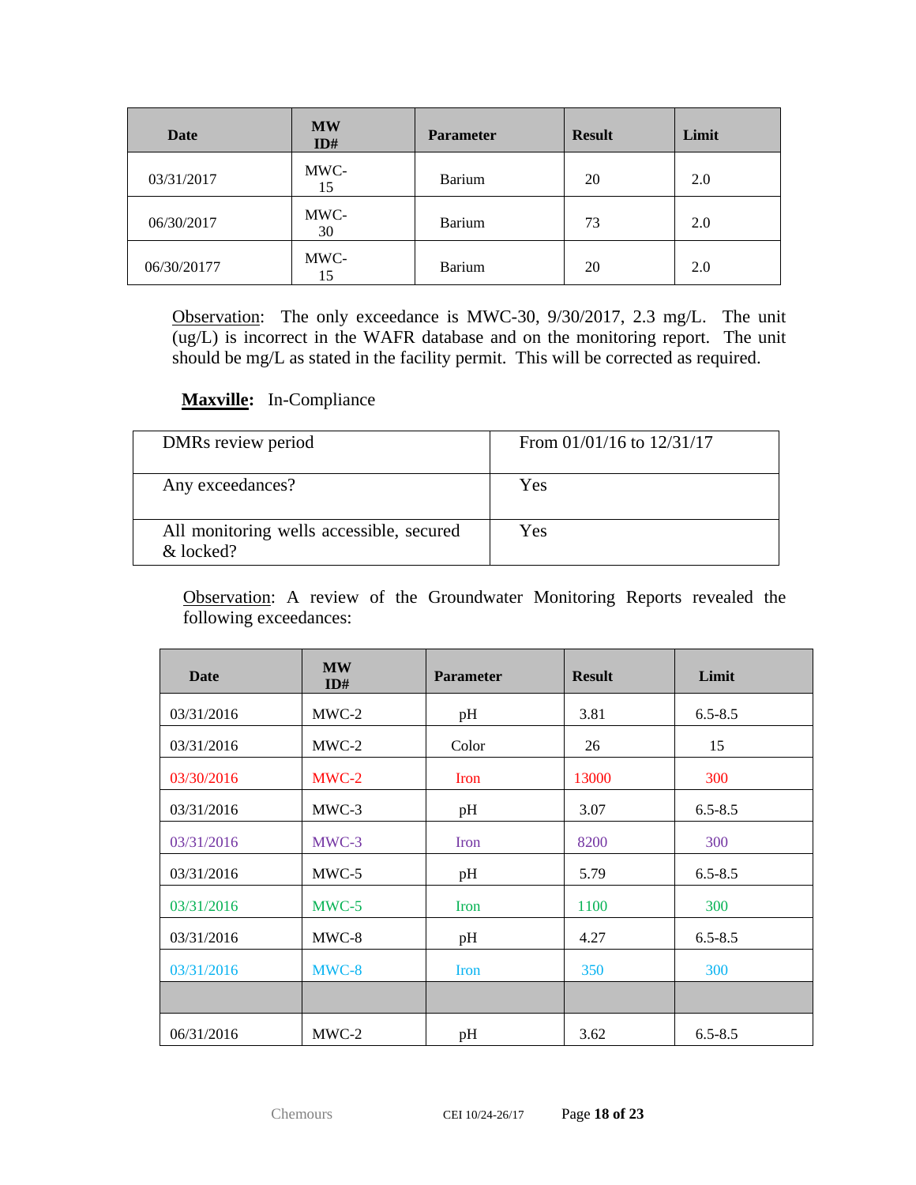| Date | MW ID# | Parameter | Result | Limit |
|---|---|---|---|---|
| 03/31/2017 | MWC-15 | Barium | 20 | 2.0 |
| 06/30/2017 | MWC-30 | Barium | 73 | 2.0 |
| 06/30/20177 | MWC-15 | Barium | 20 | 2.0 |

Observation: The only exceedance is MWC-30, 9/30/2017, 2.3 mg/L. The unit (ug/L) is incorrect in the WAFR database and on the monitoring report. The unit should be mg/L as stated in the facility permit. This will be corrected as required.

**Maxville:** In-Compliance

| DMRs review period | From 01/01/16 to 12/31/17 |
|---|---|
| Any exceedances? | Yes |
| All monitoring wells accessible, secured & locked? | Yes |

Observation: A review of the Groundwater Monitoring Reports revealed the following exceedances:

| Date | MW ID# | Parameter | Result | Limit |
|---|---|---|---|---|
| 03/31/2016 | MWC-2 | pH | 3.81 | 6.5-8.5 |
| 03/31/2016 | MWC-2 | Color | 26 | 15 |
| 03/30/2016 | MWC-2 | Iron | 13000 | 300 |
| 03/31/2016 | MWC-3 | pH | 3.07 | 6.5-8.5 |
| 03/31/2016 | MWC-3 | Iron | 8200 | 300 |
| 03/31/2016 | MWC-5 | pH | 5.79 | 6.5-8.5 |
| 03/31/2016 | MWC-5 | Iron | 1100 | 300 |
| 03/31/2016 | MWC-8 | pH | 4.27 | 6.5-8.5 |
| 03/31/2016 | MWC-8 | Iron | 350 | 300 |
| | | | | |
| 06/31/2016 | MWC-2 | pH | 3.62 | 6.5-8.5 |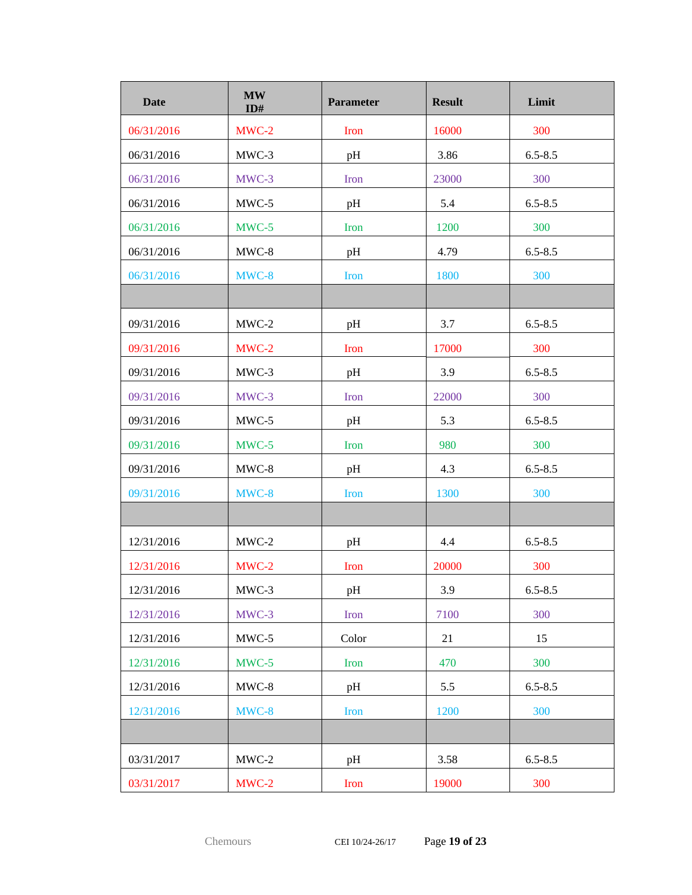| Date | MW ID# | Parameter | Result | Limit |
|---|---|---|---|---|
| 06/31/2016 | MWC-2 | Iron | 16000 | 300 |
| 06/31/2016 | MWC-3 | pH | 3.86 | 6.5-8.5 |
| 06/31/2016 | MWC-3 | Iron | 23000 | 300 |
| 06/31/2016 | MWC-5 | pH | 5.4 | 6.5-8.5 |
| 06/31/2016 | MWC-5 | Iron | 1200 | 300 |
| 06/31/2016 | MWC-8 | pH | 4.79 | 6.5-8.5 |
| 06/31/2016 | MWC-8 | Iron | 1800 | 300 |
| | | | | |
| 09/31/2016 | MWC-2 | pH | 3.7 | 6.5-8.5 |
| 09/31/2016 | MWC-2 | Iron | 17000 | 300 |
| 09/31/2016 | MWC-3 | pH | 3.9 | 6.5-8.5 |
| 09/31/2016 | MWC-3 | Iron | 22000 | 300 |
| 09/31/2016 | MWC-5 | pH | 5.3 | 6.5-8.5 |
| 09/31/2016 | MWC-5 | Iron | 980 | 300 |
| 09/31/2016 | MWC-8 | pH | 4.3 | 6.5-8.5 |
| 09/31/2016 | MWC-8 | Iron | 1300 | 300 |
| | | | | |
| 12/31/2016 | MWC-2 | pH | 4.4 | 6.5-8.5 |
| 12/31/2016 | MWC-2 | Iron | 20000 | 300 |
| 12/31/2016 | MWC-3 | pH | 3.9 | 6.5-8.5 |
| 12/31/2016 | MWC-3 | Iron | 7100 | 300 |
| 12/31/2016 | MWC-5 | Color | 21 | 15 |
| 12/31/2016 | MWC-5 | Iron | 470 | 300 |
| 12/31/2016 | MWC-8 | pH | 5.5 | 6.5-8.5 |
| 12/31/2016 | MWC-8 | Iron | 1200 | 300 |
| | | | | |
| 03/31/2017 | MWC-2 | pH | 3.58 | 6.5-8.5 |
| 03/31/2017 | MWC-2 | Iron | 19000 | 300 |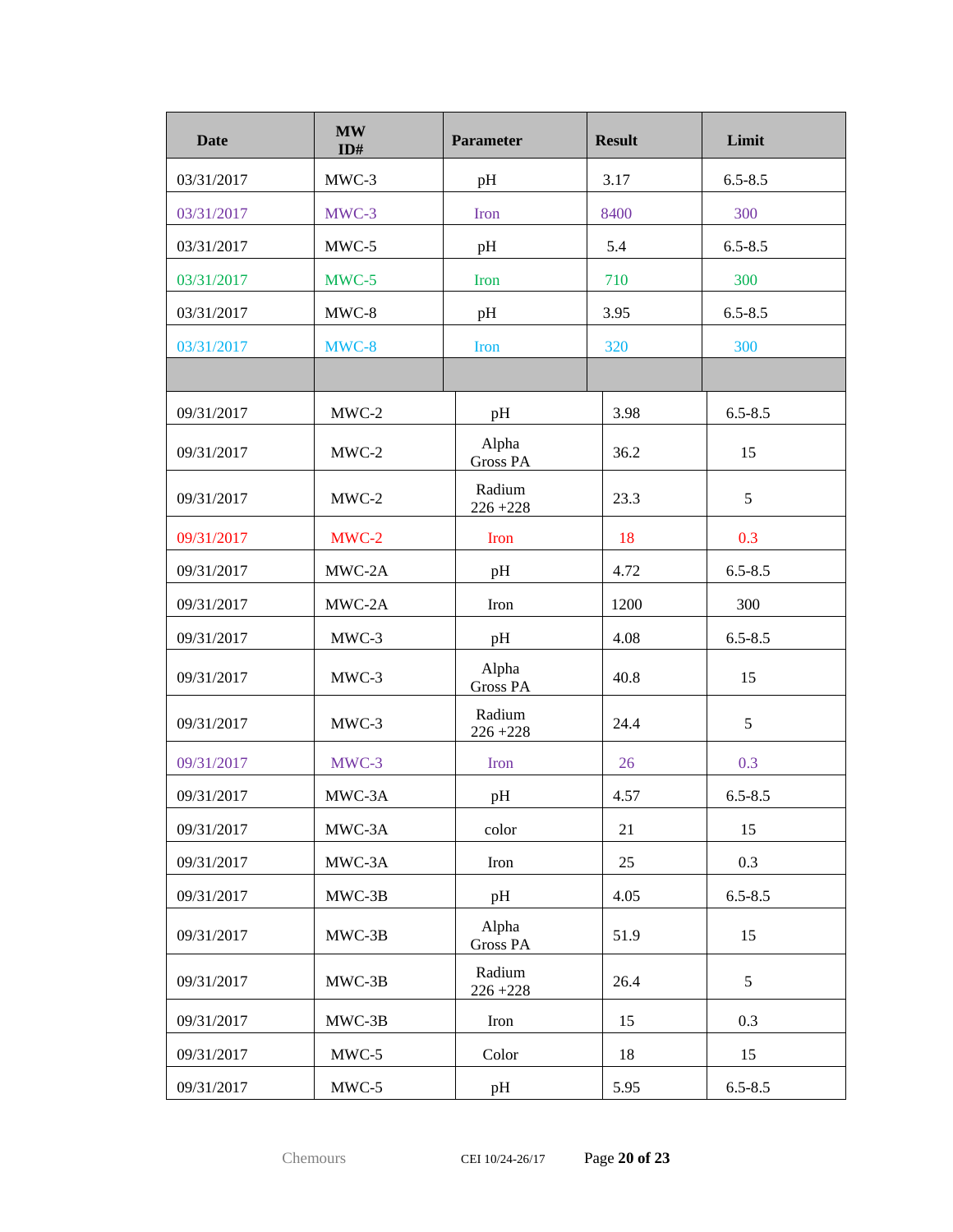| Date | MW ID# | Parameter | Result | Limit |
|---|---|---|---|---|
| 03/31/2017 | MWC-3 | pH | 3.17 | 6.5-8.5 |
| 03/31/2017 | MWC-3 | Iron | 8400 | 300 |
| 03/31/2017 | MWC-5 | pH | 5.4 | 6.5-8.5 |
| 03/31/2017 | MWC-5 | Iron | 710 | 300 |
| 03/31/2017 | MWC-8 | pH | 3.95 | 6.5-8.5 |
| 03/31/2017 | MWC-8 | Iron | 320 | 300 |
| | | | | |
| 09/31/2017 | MWC-2 | pH | 3.98 | 6.5-8.5 |
| 09/31/2017 | MWC-2 | Alpha Gross PA | 36.2 | 15 |
| 09/31/2017 | MWC-2 | Radium 226 +228 | 23.3 | 5 |
| 09/31/2017 | MWC-2 | Iron | 18 | 0.3 |
| 09/31/2017 | MWC-2A | pH | 4.72 | 6.5-8.5 |
| 09/31/2017 | MWC-2A | Iron | 1200 | 300 |
| 09/31/2017 | MWC-3 | pH | 4.08 | 6.5-8.5 |
| 09/31/2017 | MWC-3 | Alpha Gross PA | 40.8 | 15 |
| 09/31/2017 | MWC-3 | Radium 226 +228 | 24.4 | 5 |
| 09/31/2017 | MWC-3 | Iron | 26 | 0.3 |
| 09/31/2017 | MWC-3A | pH | 4.57 | 6.5-8.5 |
| 09/31/2017 | MWC-3A | color | 21 | 15 |
| 09/31/2017 | MWC-3A | Iron | 25 | 0.3 |
| 09/31/2017 | MWC-3B | pH | 4.05 | 6.5-8.5 |
| 09/31/2017 | MWC-3B | Alpha Gross PA | 51.9 | 15 |
| 09/31/2017 | MWC-3B | Radium 226 +228 | 26.4 | 5 |
| 09/31/2017 | MWC-3B | Iron | 15 | 0.3 |
| 09/31/2017 | MWC-5 | Color | 18 | 15 |
| 09/31/2017 | MWC-5 | pH | 5.95 | 6.5-8.5 |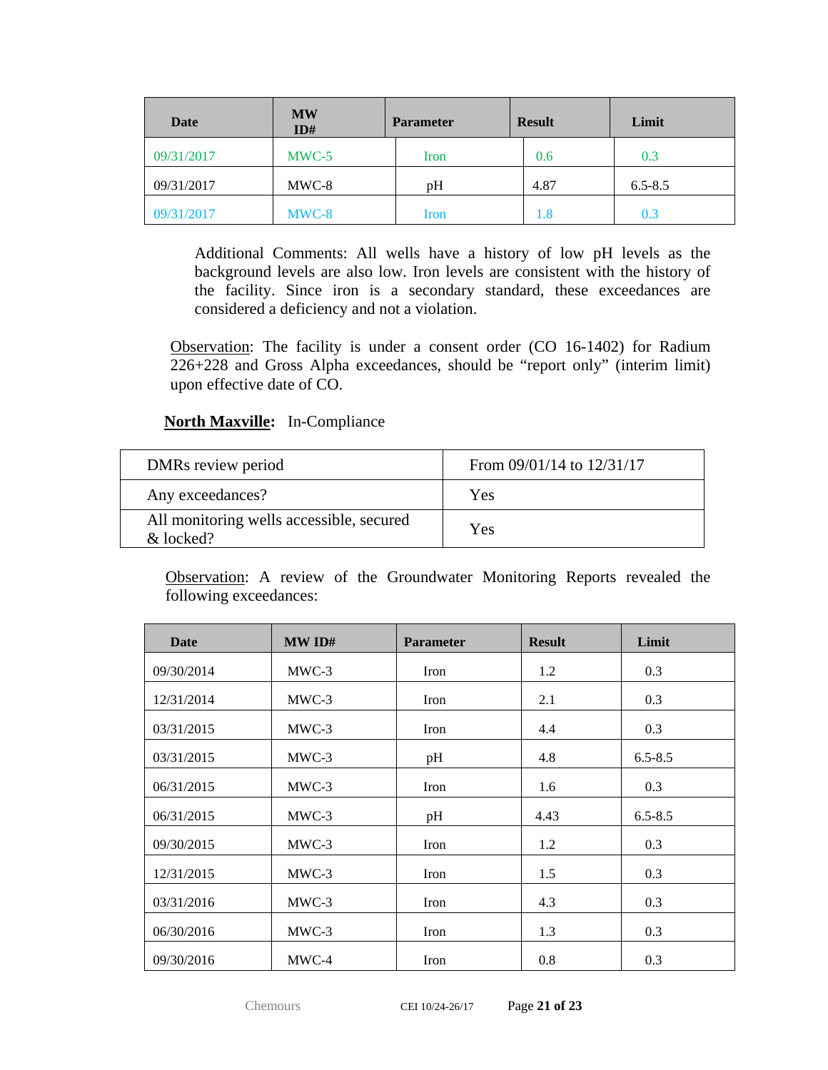| Date | MW ID# | Parameter | Result | Limit |
|---|---|---|---|---|
| 09/31/2017 | MWC-5 | Iron | 0.6 | 0.3 |
| 09/31/2017 | MWC-8 | pH | 4.87 | 6.5-8.5 |
| 09/31/2017 | MWC-8 | Iron | 1.8 | 0.3 |

Additional Comments: All wells have a history of low pH levels as the background levels are also low. Iron levels are consistent with the history of the facility. Since iron is a secondary standard, these exceedances are considered a deficiency and not a violation.

Observation: The facility is under a consent order (CO 16-1402) for Radium 226+228 and Gross Alpha exceedances, should be "report only" (interim limit) upon effective date of CO.

**North Maxville:** In-Compliance

| | |
|---|---|
| DMRs review period | From 09/01/14 to 12/31/17 |
| Any exceedances? | Yes |
| All monitoring wells accessible, secured & locked? | Yes |

Observation: A review of the Groundwater Monitoring Reports revealed the following exceedances:

| Date | MW ID# | Parameter | Result | Limit |
|---|---|---|---|---|
| 09/30/2014 | MWC-3 | Iron | 1.2 | 0.3 |
| 12/31/2014 | MWC-3 | Iron | 2.1 | 0.3 |
| 03/31/2015 | MWC-3 | Iron | 4.4 | 0.3 |
| 03/31/2015 | MWC-3 | pH | 4.8 | 6.5-8.5 |
| 06/31/2015 | MWC-3 | Iron | 1.6 | 0.3 |
| 06/31/2015 | MWC-3 | pH | 4.43 | 6.5-8.5 |
| 09/30/2015 | MWC-3 | Iron | 1.2 | 0.3 |
| 12/31/2015 | MWC-3 | Iron | 1.5 | 0.3 |
| 03/31/2016 | MWC-3 | Iron | 4.3 | 0.3 |
| 06/30/2016 | MWC-3 | Iron | 1.3 | 0.3 |
| 09/30/2016 | MWC-4 | Iron | 0.8 | 0.3 |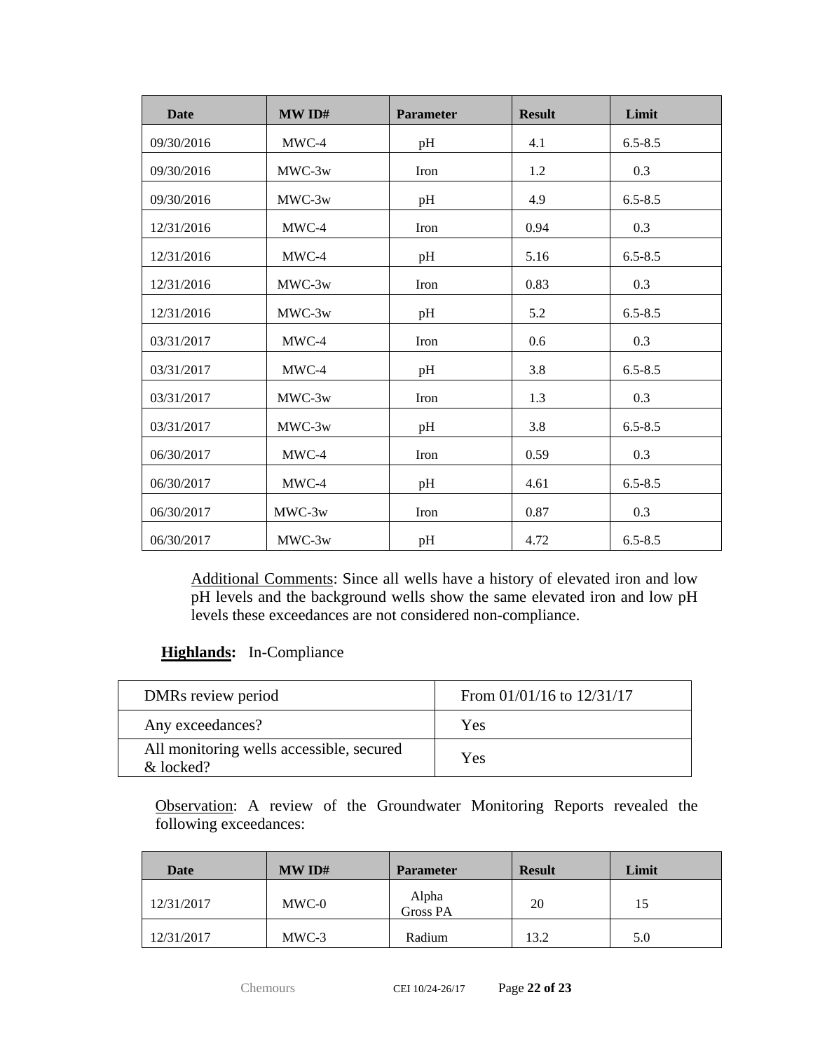| Date | MW ID# | Parameter | Result | Limit |
|---|---|---|---|---|
| 09/30/2016 | MWC-4 | pH | 4.1 | 6.5-8.5 |
| 09/30/2016 | MWC-3w | Iron | 1.2 | 0.3 |
| 09/30/2016 | MWC-3w | pH | 4.9 | 6.5-8.5 |
| 12/31/2016 | MWC-4 | Iron | 0.94 | 0.3 |
| 12/31/2016 | MWC-4 | pH | 5.16 | 6.5-8.5 |
| 12/31/2016 | MWC-3w | Iron | 0.83 | 0.3 |
| 12/31/2016 | MWC-3w | pH | 5.2 | 6.5-8.5 |
| 03/31/2017 | MWC-4 | Iron | 0.6 | 0.3 |
| 03/31/2017 | MWC-4 | pH | 3.8 | 6.5-8.5 |
| 03/31/2017 | MWC-3w | Iron | 1.3 | 0.3 |
| 03/31/2017 | MWC-3w | pH | 3.8 | 6.5-8.5 |
| 06/30/2017 | MWC-4 | Iron | 0.59 | 0.3 |
| 06/30/2017 | MWC-4 | pH | 4.61 | 6.5-8.5 |
| 06/30/2017 | MWC-3w | Iron | 0.87 | 0.3 |
| 06/30/2017 | MWC-3w | pH | 4.72 | 6.5-8.5 |

Additional Comments: Since all wells have a history of elevated iron and low pH levels and the background wells show the same elevated iron and low pH levels these exceedances are not considered non-compliance.

**Highlands:** In-Compliance

| DMRs review period | From 01/01/16 to 12/31/17 |
|---|---|
| Any exceedances? | Yes |
| All monitoring wells accessible, secured & locked? | Yes |

Observation: A review of the Groundwater Monitoring Reports revealed the following exceedances:

| Date | MW ID# | Parameter | Result | Limit |
|---|---|---|---|---|
| 12/31/2017 | MWC-0 | Alpha Gross PA | 20 | 15 |
| 12/31/2017 | MWC-3 | Radium | 13.2 | 5.0 |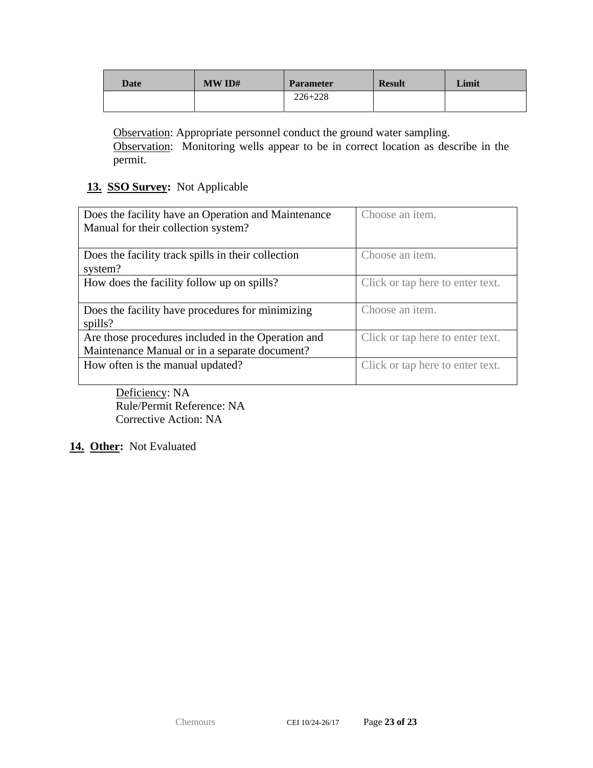| Date | MW ID# | Parameter | Result | Limit |
| --- | --- | --- | --- | --- |
|  |  | 226+228 |  |  |

Observation: Appropriate personnel conduct the ground water sampling.
Observation: Monitoring wells appear to be in correct location as describe in the permit.

**13. SSO Survey:** Not Applicable

| | |
| --- | --- |
| Does the facility have an Operation and Maintenance Manual for their collection system? | Choose an item. |
| Does the facility track spills in their collection system? | Choose an item. |
| How does the facility follow up on spills? | Click or tap here to enter text. |
| Does the facility have procedures for minimizing spills? | Choose an item. |
| Are those procedures included in the Operation and Maintenance Manual or in a separate document? | Click or tap here to enter text. |
| How often is the manual updated? | Click or tap here to enter text. |

Deficiency: NA
Rule/Permit Reference: NA
Corrective Action: NA

**14. Other:** Not Evaluated